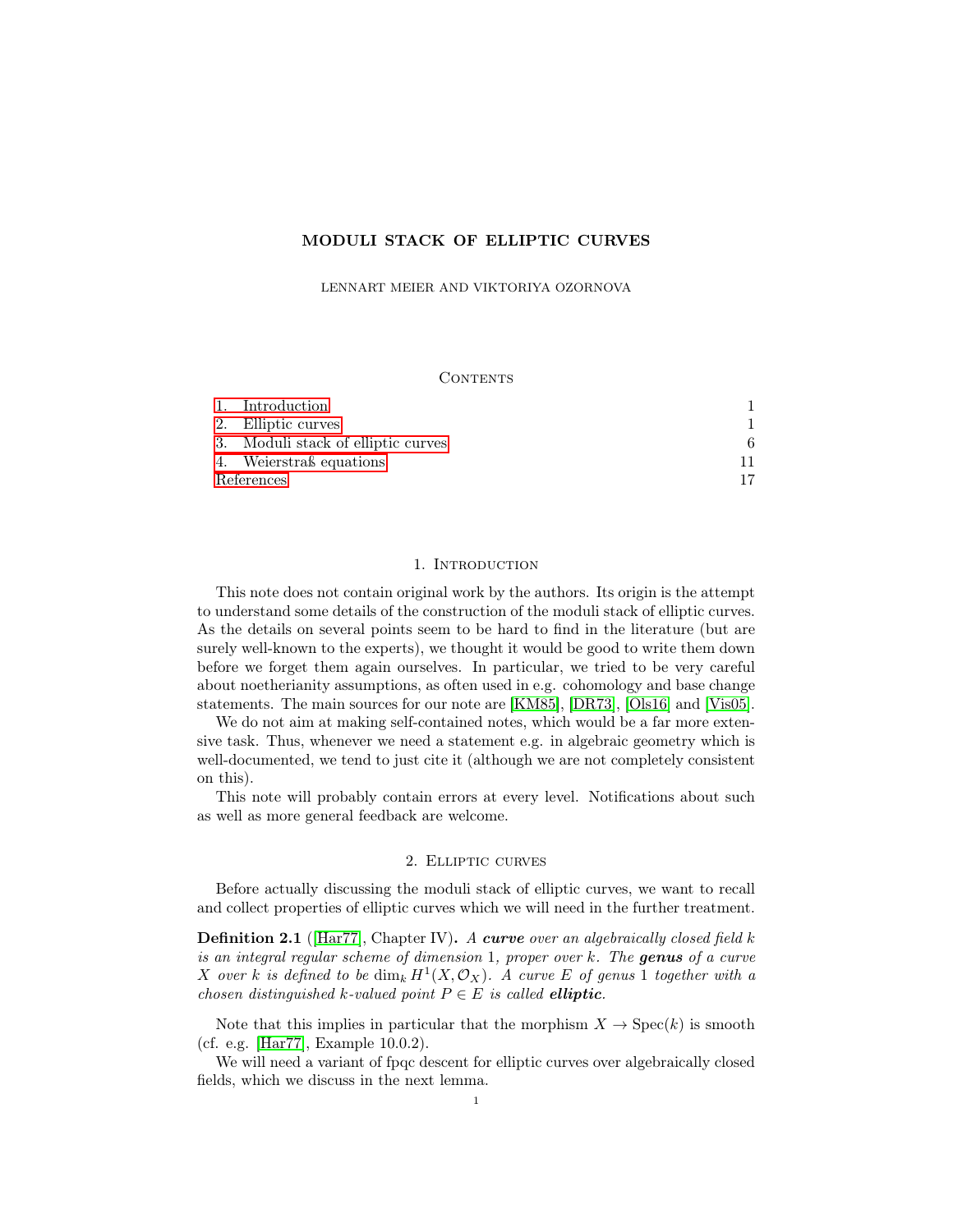# MODULI STACK OF ELLIPTIC CURVES

LENNART MEIER AND VIKTORIYA OZORNOVA

## Contents

1. Introduction 1
2. Elliptic curves 1
3. Moduli stack of elliptic curves 6
4. Weierstraß equations 11

References 17

## 1. Introduction

This note does not contain original work by the authors. Its origin is the attempt to understand some details of the construction of the moduli stack of elliptic curves. As the details on several points seem to be hard to find in the literature (but are surely well-known to the experts), we thought it would be good to write them down before we forget them again ourselves. In particular, we tried to be very careful about noetherianity assumptions, as often used in e.g. cohomology and base change statements. The main sources for our note are [KM85], [DR73], [Ols16] and [Vis05].

We do not aim at making self-contained notes, which would be a far more extensive task. Thus, whenever we need a statement e.g. in algebraic geometry which is well-documented, we tend to just cite it (although we are not completely consistent on this).

This note will probably contain errors at every level. Notifications about such as well as more general feedback are welcome.

## 2. Elliptic curves

Before actually discussing the moduli stack of elliptic curves, we want to recall and collect properties of elliptic curves which we will need in the further treatment.

**Definition 2.1** ([Har77], Chapter IV)**.** *A* ***curve*** *over an algebraically closed field $k$ is an integral regular scheme of dimension 1, proper over $k$. The* ***genus*** *of a curve $X$ over $k$ is defined to be $\dim_k H^1(X, \mathcal{O}_X)$. A curve $E$ of genus 1 together with a chosen distinguished $k$-valued point $P \in E$ is called* ***elliptic****.*

Note that this implies in particular that the morphism $X \to \operatorname{Spec}(k)$ is smooth (cf. e.g. [Har77], Example 10.0.2).

We will need a variant of fpqc descent for elliptic curves over algebraically closed fields, which we discuss in the next lemma.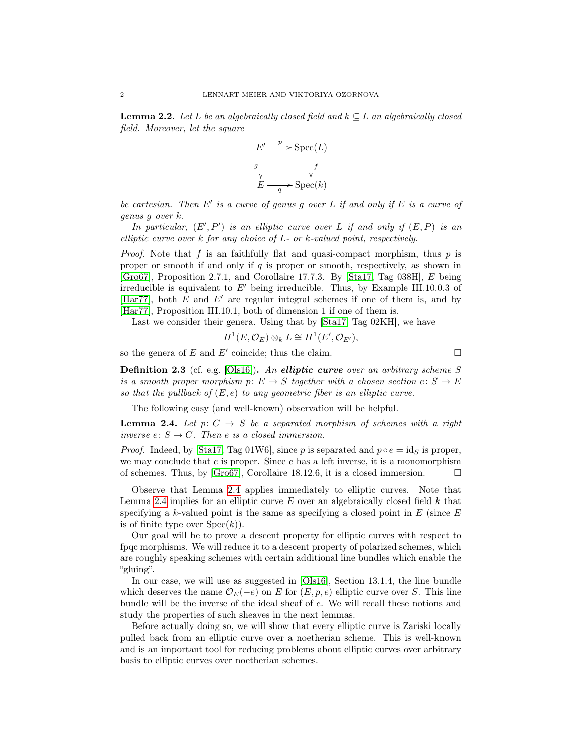**Lemma 2.2.** *Let $L$ be an algebraically closed field and $k \subseteq L$ an algebraically closed field. Moreover, let the square*

$$\begin{array}{ccc} E' & \xrightarrow{p} & \operatorname{Spec}(L) \\ {\scriptstyle g}\downarrow & & \downarrow{\scriptstyle f} \\ E & \xrightarrow[q]{} & \operatorname{Spec}(k) \end{array}$$

*be cartesian. Then $E'$ is a curve of genus $g$ over $L$ if and only if $E$ is a curve of genus $g$ over $k$.*

*In particular, $(E', P')$ is an elliptic curve over $L$ if and only if $(E, P)$ is an elliptic curve over $k$ for any choice of $L$- or $k$-valued point, respectively.*

*Proof.* Note that $f$ is an faithfully flat and quasi-compact morphism, thus $p$ is proper or smooth if and only if $q$ is proper or smooth, respectively, as shown in [Gro67], Proposition 2.7.1, and Corollaire 17.7.3. By [Sta17, Tag 038H], $E$ being irreducible is equivalent to $E'$ being irreducible. Thus, by Example III.10.0.3 of [Har77], both $E$ and $E'$ are regular integral schemes if one of them is, and by [Har77], Proposition III.10.1, both of dimension 1 if one of them is.

Last we consider their genera. Using that by [Sta17, Tag 02KH], we have

$$H^1(E, \mathcal{O}_E) \otimes_k L \cong H^1(E', \mathcal{O}_{E'}),$$

so the genera of $E$ and $E'$ coincide; thus the claim. □

**Definition 2.3** (cf. e.g. [Ols16]). *An **elliptic curve** over an arbitrary scheme $S$ is a smooth proper morphism $p\colon E \to S$ together with a chosen section $e\colon S \to E$ so that the pullback of $(E, e)$ to any geometric fiber is an elliptic curve.*

The following easy (and well-known) observation will be helpful.

**Lemma 2.4.** *Let $p\colon C \to S$ be a separated morphism of schemes with a right inverse $e\colon S \to C$. Then $e$ is a closed immersion.*

*Proof.* Indeed, by [Sta17, Tag 01W6], since $p$ is separated and $p \circ e = \mathrm{id}_S$ is proper, we may conclude that $e$ is proper. Since $e$ has a left inverse, it is a monomorphism of schemes. Thus, by [Gro67], Corollaire 18.12.6, it is a closed immersion. □

Observe that Lemma 2.4 applies immediately to elliptic curves. Note that Lemma 2.4 implies for an elliptic curve $E$ over an algebraically closed field $k$ that specifying a $k$-valued point is the same as specifying a closed point in $E$ (since $E$ is of finite type over $\operatorname{Spec}(k)$).

Our goal will be to prove a descent property for elliptic curves with respect to fpqc morphisms. We will reduce it to a descent property of polarized schemes, which are roughly speaking schemes with certain additional line bundles which enable the "gluing".

In our case, we will use as suggested in [Ols16], Section 13.1.4, the line bundle which deserves the name $\mathcal{O}_E(-e)$ on $E$ for $(E, p, e)$ elliptic curve over $S$. This line bundle will be the inverse of the ideal sheaf of $e$. We will recall these notions and study the properties of such sheaves in the next lemmas.

Before actually doing so, we will show that every elliptic curve is Zariski locally pulled back from an elliptic curve over a noetherian scheme. This is well-known and is an important tool for reducing problems about elliptic curves over arbitrary basis to elliptic curves over noetherian schemes.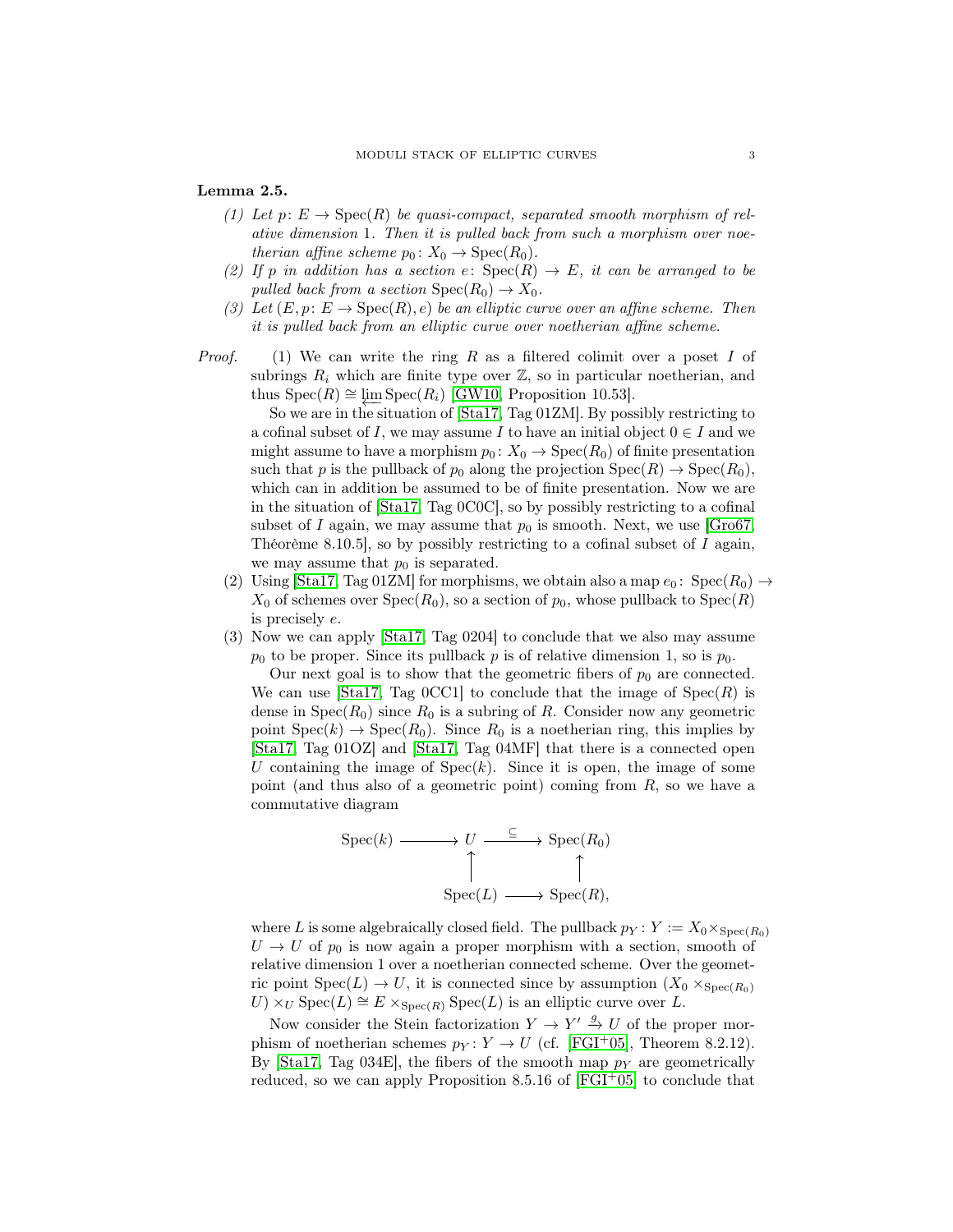**Lemma 2.5.**

1. *Let $p\colon E \to \operatorname{Spec}(R)$ be quasi-compact, separated smooth morphism of relative dimension 1. Then it is pulled back from such a morphism over noetherian affine scheme $p_0\colon X_0 \to \operatorname{Spec}(R_0)$.*
2. *If $p$ in addition has a section $e\colon \operatorname{Spec}(R) \to E$, it can be arranged to be pulled back from a section $\operatorname{Spec}(R_0) \to X_0$.*
3. *Let $(E, p\colon E \to \operatorname{Spec}(R), e)$ be an elliptic curve over an affine scheme. Then it is pulled back from an elliptic curve over noetherian affine scheme.*

*Proof.* (1) We can write the ring $R$ as a filtered colimit over a poset $I$ of subrings $R_i$ which are finite type over $\mathbb{Z}$, so in particular noetherian, and thus $\operatorname{Spec}(R) \cong \varprojlim \operatorname{Spec}(R_i)$ [GW10, Proposition 10.53].

So we are in the situation of [Sta17, Tag 01ZM]. By possibly restricting to a cofinal subset of $I$, we may assume $I$ to have an initial object $0 \in I$ and we might assume to have a morphism $p_0\colon X_0 \to \operatorname{Spec}(R_0)$ of finite presentation such that $p$ is the pullback of $p_0$ along the projection $\operatorname{Spec}(R) \to \operatorname{Spec}(R_0)$, which can in addition be assumed to be of finite presentation. Now we are in the situation of [Sta17, Tag 0C0C], so by possibly restricting to a cofinal subset of $I$ again, we may assume that $p_0$ is smooth. Next, we use [Gro67, Théorème 8.10.5], so by possibly restricting to a cofinal subset of $I$ again, we may assume that $p_0$ is separated.

(2) Using [Sta17, Tag 01ZM] for morphisms, we obtain also a map $e_0\colon \operatorname{Spec}(R_0) \to X_0$ of schemes over $\operatorname{Spec}(R_0)$, so a section of $p_0$, whose pullback to $\operatorname{Spec}(R)$ is precisely $e$.

(3) Now we can apply [Sta17, Tag 0204] to conclude that we also may assume $p_0$ to be proper. Since its pullback $p$ is of relative dimension 1, so is $p_0$.

Our next goal is to show that the geometric fibers of $p_0$ are connected. We can use [Sta17, Tag 0CC1] to conclude that the image of $\operatorname{Spec}(R)$ is dense in $\operatorname{Spec}(R_0)$ since $R_0$ is a subring of $R$. Consider now any geometric point $\operatorname{Spec}(k) \to \operatorname{Spec}(R_0)$. Since $R_0$ is a noetherian ring, this implies by [Sta17, Tag 01OZ] and [Sta17, Tag 04MF] that there is a connected open $U$ containing the image of $\operatorname{Spec}(k)$. Since it is open, the image of some point (and thus also of a geometric point) coming from $R$, so we have a commutative diagram

$$\begin{array}{ccccc} \operatorname{Spec}(k) & \longrightarrow & U & \xrightarrow{\subseteq} & \operatorname{Spec}(R_0) \\ & & \uparrow & & \uparrow \\ & & \operatorname{Spec}(L) & \longrightarrow & \operatorname{Spec}(R), \end{array}$$

where $L$ is some algebraically closed field. The pullback $p_Y\colon Y := X_0 \times_{\operatorname{Spec}(R_0)} U \to U$ of $p_0$ is now again a proper morphism with a section, smooth of relative dimension 1 over a noetherian connected scheme. Over the geometric point $\operatorname{Spec}(L) \to U$, it is connected since by assumption $(X_0 \times_{\operatorname{Spec}(R_0)} U) \times_U \operatorname{Spec}(L) \cong E \times_{\operatorname{Spec}(R)} \operatorname{Spec}(L)$ is an elliptic curve over $L$.

Now consider the Stein factorization $Y \to Y' \xrightarrow{g} U$ of the proper morphism of noetherian schemes $p_Y\colon Y \to U$ (cf. [FGI+05], Theorem 8.2.12). By [Sta17, Tag 034E], the fibers of the smooth map $p_Y$ are geometrically reduced, so we can apply Proposition 8.5.16 of [FGI+05] to conclude that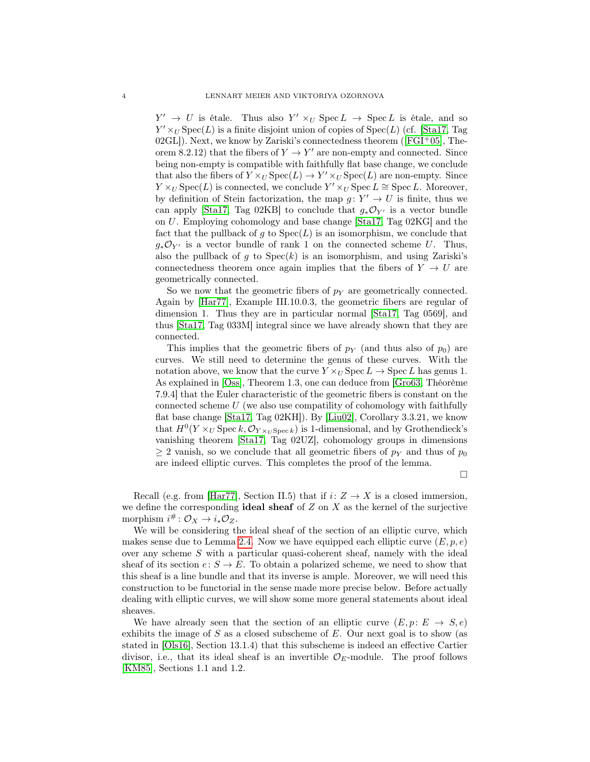$Y' \to U$ is étale. Thus also $Y' \times_U \operatorname{Spec} L \to \operatorname{Spec} L$ is étale, and so $Y' \times_U \operatorname{Spec}(L)$ is a finite disjoint union of copies of $\operatorname{Spec}(L)$ (cf. [Sta17, Tag 02GL]). Next, we know by Zariski's connectedness theorem ([FGI+05], Theorem 8.2.12) that the fibers of $Y \to Y'$ are non-empty and connected. Since being non-empty is compatible with faithfully flat base change, we conclude that also the fibers of $Y \times_U \operatorname{Spec}(L) \to Y' \times_U \operatorname{Spec}(L)$ are non-empty. Since $Y \times_U \operatorname{Spec}(L)$ is connected, we conclude $Y' \times_U \operatorname{Spec} L \cong \operatorname{Spec} L$. Moreover, by definition of Stein factorization, the map $g\colon Y' \to U$ is finite, thus we can apply [Sta17, Tag 02KB] to conclude that $g_*\mathcal{O}_{Y'}$ is a vector bundle on $U$. Employing cohomology and base change [Sta17, Tag 02KG] and the fact that the pullback of $g$ to $\operatorname{Spec}(L)$ is an isomorphism, we conclude that $g_*\mathcal{O}_{Y'}$ is a vector bundle of rank 1 on the connected scheme $U$. Thus, also the pullback of $g$ to $\operatorname{Spec}(k)$ is an isomorphism, and using Zariski's connectedness theorem once again implies that the fibers of $Y \to U$ are geometrically connected.

So we now that the geometric fibers of $p_Y$ are geometrically connected. Again by [Har77], Example III.10.0.3, the geometric fibers are regular of dimension 1. Thus they are in particular normal [Sta17, Tag 0569], and thus [Sta17, Tag 033M] integral since we have already shown that they are connected.

This implies that the geometric fibers of $p_Y$ (and thus also of $p_0$) are curves. We still need to determine the genus of these curves. With the notation above, we know that the curve $Y \times_U \operatorname{Spec} L \to \operatorname{Spec} L$ has genus 1. As explained in [Oss], Theorem 1.3, one can deduce from [Gro63, Théorème 7.9.4] that the Euler characteristic of the geometric fibers is constant on the connected scheme $U$ (we also use compatility of cohomology with faithfully flat base change [Sta17, Tag 02KH]). By [Liu02], Corollary 3.3.21, we know that $H^0(Y \times_U \operatorname{Spec} k, \mathcal{O}_{Y \times_U \operatorname{Spec} k})$ is 1-dimensional, and by Grothendieck's vanishing theorem [Sta17, Tag 02UZ], cohomology groups in dimensions $\geq 2$ vanish, so we conclude that all geometric fibers of $p_Y$ and thus of $p_0$ are indeed elliptic curves. This completes the proof of the lemma.

$\square$

Recall (e.g. from [Har77], Section II.5) that if $i\colon Z \to X$ is a closed immersion, we define the corresponding **ideal sheaf** of $Z$ on $X$ as the kernel of the surjective morphism $i^{\#}\colon \mathcal{O}_X \to i_*\mathcal{O}_Z$.

We will be considering the ideal sheaf of the section of an elliptic curve, which makes sense due to Lemma 2.4. Now we have equipped each elliptic curve $(E, p, e)$ over any scheme $S$ with a particular quasi-coherent sheaf, namely with the ideal sheaf of its section $e\colon S \to E$. To obtain a polarized scheme, we need to show that this sheaf is a line bundle and that its inverse is ample. Moreover, we will need this construction to be functorial in the sense made more precise below. Before actually dealing with elliptic curves, we will show some more general statements about ideal sheaves.

We have already seen that the section of an elliptic curve $(E, p\colon E \to S, e)$ exhibits the image of $S$ as a closed subscheme of $E$. Our next goal is to show (as stated in [Ols16], Section 13.1.4) that this subscheme is indeed an effective Cartier divisor, i.e., that its ideal sheaf is an invertible $\mathcal{O}_E$-module. The proof follows [KM85], Sections 1.1 and 1.2.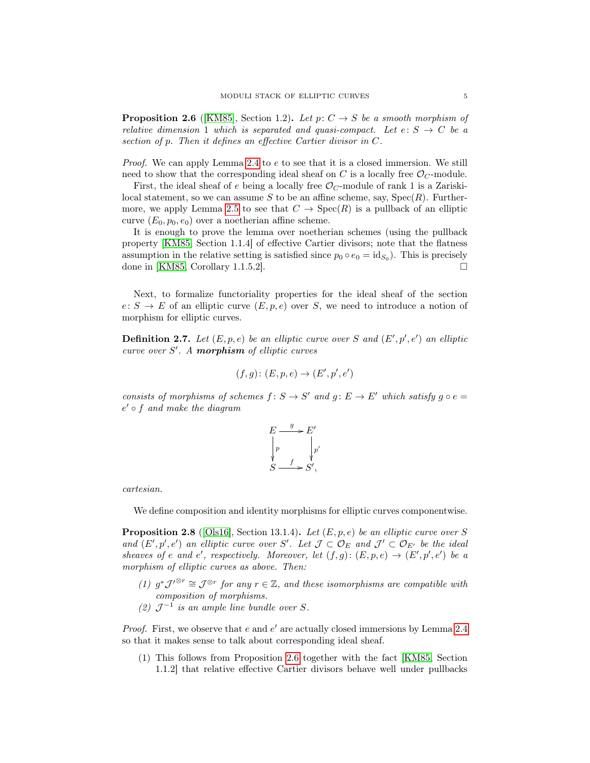**Proposition 2.6** ([KM85], Section 1.2). *Let $p\colon C \to S$ be a smooth morphism of relative dimension 1 which is separated and quasi-compact. Let $e\colon S \to C$ be a section of $p$. Then it defines an effective Cartier divisor in $C$.*

*Proof.* We can apply Lemma 2.4 to $e$ to see that it is a closed immersion. We still need to show that the corresponding ideal sheaf on $C$ is a locally free $\mathcal{O}_C$-module.

First, the ideal sheaf of $e$ being a locally free $\mathcal{O}_C$-module of rank 1 is a Zariski-local statement, so we can assume $S$ to be an affine scheme, say, $\operatorname{Spec}(R)$. Furthermore, we apply Lemma 2.5 to see that $C \to \operatorname{Spec}(R)$ is a pullback of an elliptic curve $(E_0, p_0, e_0)$ over a noetherian affine scheme.

It is enough to prove the lemma over noetherian schemes (using the pullback property [KM85, Section 1.1.4] of effective Cartier divisors; note that the flatness assumption in the relative setting is satisfied since $p_0 \circ e_0 = \mathrm{id}_{S_0}$). This is precisely done in [KM85, Corollary 1.1.5.2]. □

Next, to formalize functoriality properties for the ideal sheaf of the section $e\colon S \to E$ of an elliptic curve $(E, p, e)$ over $S$, we need to introduce a notion of morphism for elliptic curves.

**Definition 2.7.** *Let $(E, p, e)$ be an elliptic curve over $S$ and $(E', p', e')$ an elliptic curve over $S'$. A* ***morphism*** *of elliptic curves*

$$(f, g)\colon (E, p, e) \to (E', p', e')$$

*consists of morphisms of schemes $f\colon S \to S'$ and $g\colon E \to E'$ which satisfy $g \circ e = e' \circ f$ and make the diagram*

$$\begin{array}{ccc} E & \xrightarrow{\ g\ } & E' \\ \big\downarrow{\scriptstyle p} & & \big\downarrow{\scriptstyle p'} \\ S & \xrightarrow{\ f\ } & S', \end{array}$$

*cartesian.*

We define composition and identity morphisms for elliptic curves componentwise.

**Proposition 2.8** ([Ols16], Section 13.1.4). *Let $(E, p, e)$ be an elliptic curve over $S$ and $(E', p', e')$ an elliptic curve over $S'$. Let $\mathcal{J} \subset \mathcal{O}_E$ and $\mathcal{J}' \subset \mathcal{O}_{E'}$ be the ideal sheaves of $e$ and $e'$, respectively. Moreover, let $(f, g)\colon (E, p, e) \to (E', p', e')$ be a morphism of elliptic curves as above. Then:*

1. *$g^*\mathcal{J}'^{\otimes r} \cong \mathcal{J}^{\otimes r}$ for any $r \in \mathbb{Z}$, and these isomorphisms are compatible with composition of morphisms.*
2. *$\mathcal{J}^{-1}$ is an ample line bundle over $S$.*

*Proof.* First, we observe that $e$ and $e'$ are actually closed immersions by Lemma 2.4 so that it makes sense to talk about corresponding ideal sheaf.

1. This follows from Proposition 2.6 together with the fact [KM85, Section 1.1.2] that relative effective Cartier divisors behave well under pullbacks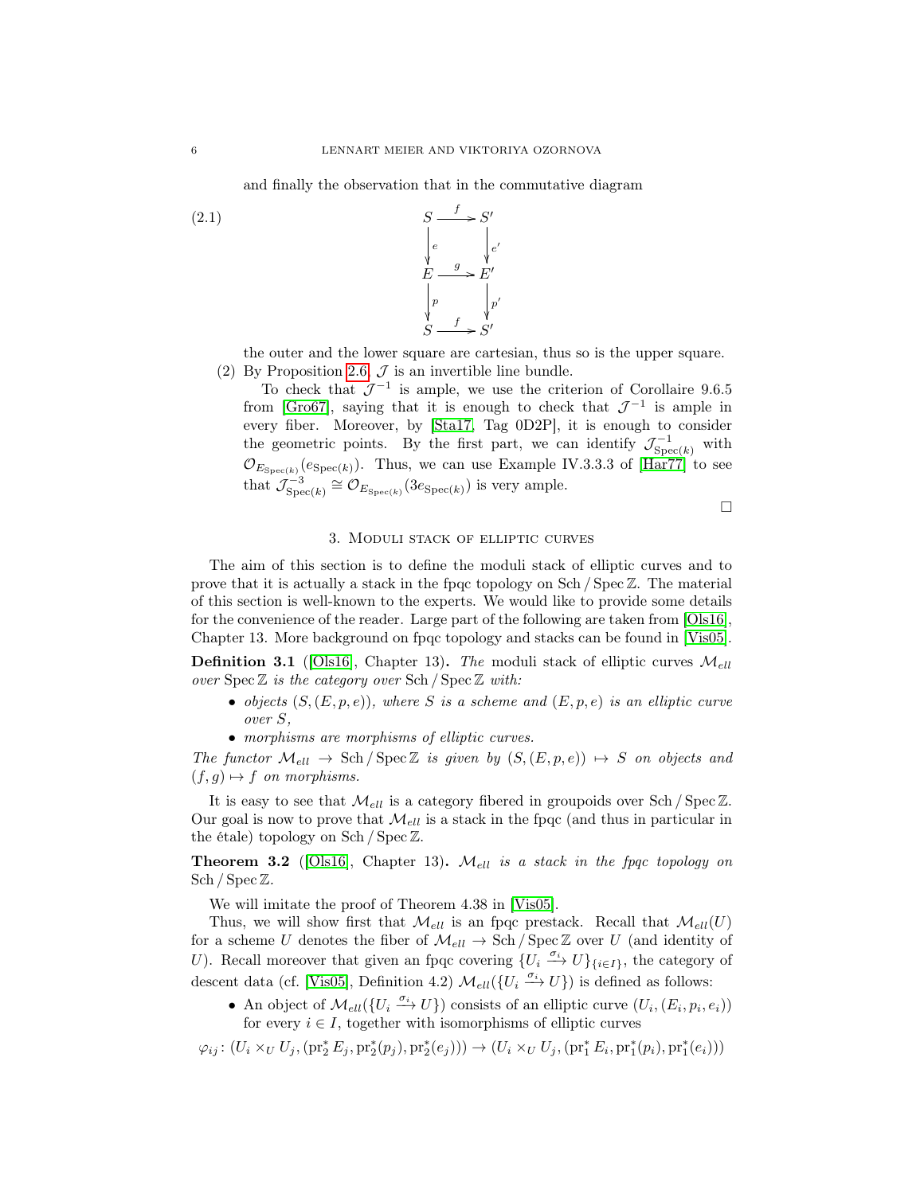and finally the observation that in the commutative diagram

$$
\begin{array}{ccc}
S & \xrightarrow{f} & S' \\
\Big\downarrow{\scriptstyle e} & & \Big\downarrow{\scriptstyle e'} \\
E & \xrightarrow{g} & E' \\
\Big\downarrow{\scriptstyle p} & & \Big\downarrow{\scriptstyle p'} \\
S & \xrightarrow{f} & S'
\end{array}
\tag{2.1}
$$

the outer and the lower square are cartesian, thus so is the upper square.

(2) By Proposition 2.6, $\mathcal{J}$ is an invertible line bundle.

To check that $\mathcal{J}^{-1}$ is ample, we use the criterion of Corollaire 9.6.5 from [Gro67], saying that it is enough to check that $\mathcal{J}^{-1}$ is ample in every fiber. Moreover, by [Sta17, Tag 0D2P], it is enough to consider the geometric points. By the first part, we can identify $\mathcal{J}^{-1}_{\operatorname{Spec}(k)}$ with $\mathcal{O}_{E_{\operatorname{Spec}(k)}}(e_{\operatorname{Spec}(k)})$. Thus, we can use Example IV.3.3.3 of [Har77] to see that $\mathcal{J}^{-3}_{\operatorname{Spec}(k)} \cong \mathcal{O}_{E_{\operatorname{Spec}(k)}}(3e_{\operatorname{Spec}(k)})$ is very ample.

□

## 3. Moduli stack of elliptic curves

The aim of this section is to define the moduli stack of elliptic curves and to prove that it is actually a stack in the fpqc topology on $\operatorname{Sch}/\operatorname{Spec}\mathbb{Z}$. The material of this section is well-known to the experts. We would like to provide some details for the convenience of the reader. Large part of the following are taken from [Ols16], Chapter 13. More background on fpqc topology and stacks can be found in [Vis05].

**Definition 3.1** ([Ols16], Chapter 13)**.** *The moduli stack of elliptic curves $\mathcal{M}_{ell}$ over $\operatorname{Spec}\mathbb{Z}$ is the category over $\operatorname{Sch}/\operatorname{Spec}\mathbb{Z}$ with:*

- *objects $(S,(E,p,e))$, where $S$ is a scheme and $(E,p,e)$ is an elliptic curve over $S$,*
- *morphisms are morphisms of elliptic curves.*

*The functor $\mathcal{M}_{ell} \to \operatorname{Sch}/\operatorname{Spec}\mathbb{Z}$ is given by $(S,(E,p,e)) \mapsto S$ on objects and $(f,g) \mapsto f$ on morphisms.*

It is easy to see that $\mathcal{M}_{ell}$ is a category fibered in groupoids over $\operatorname{Sch}/\operatorname{Spec}\mathbb{Z}$. Our goal is now to prove that $\mathcal{M}_{ell}$ is a stack in the fpqc (and thus in particular in the étale) topology on $\operatorname{Sch}/\operatorname{Spec}\mathbb{Z}$.

**Theorem 3.2** ([Ols16], Chapter 13)**.** *$\mathcal{M}_{ell}$ is a stack in the fpqc topology on $\operatorname{Sch}/\operatorname{Spec}\mathbb{Z}$.*

We will imitate the proof of Theorem 4.38 in [Vis05].

Thus, we will show first that $\mathcal{M}_{ell}$ is an fpqc prestack. Recall that $\mathcal{M}_{ell}(U)$ for a scheme $U$ denotes the fiber of $\mathcal{M}_{ell} \to \operatorname{Sch}/\operatorname{Spec}\mathbb{Z}$ over $U$ (and identity of $U$). Recall moreover that given an fpqc covering $\{U_i \xrightarrow{\sigma_i} U\}_{\{i\in I\}}$, the category of descent data (cf. [Vis05], Definition 4.2) $\mathcal{M}_{ell}(\{U_i \xrightarrow{\sigma_i} U\})$ is defined as follows:

- An object of $\mathcal{M}_{ell}(\{U_i \xrightarrow{\sigma_i} U\})$ consists of an elliptic curve $(U_i,(E_i,p_i,e_i))$ for every $i \in I$, together with isomorphisms of elliptic curves

$$\varphi_{ij} \colon (U_i \times_U U_j, (\operatorname{pr}_2^* E_j, \operatorname{pr}_2^*(p_j), \operatorname{pr}_2^*(e_j))) \to (U_i \times_U U_j, (\operatorname{pr}_1^* E_i, \operatorname{pr}_1^*(p_i), \operatorname{pr}_1^*(e_i)))$$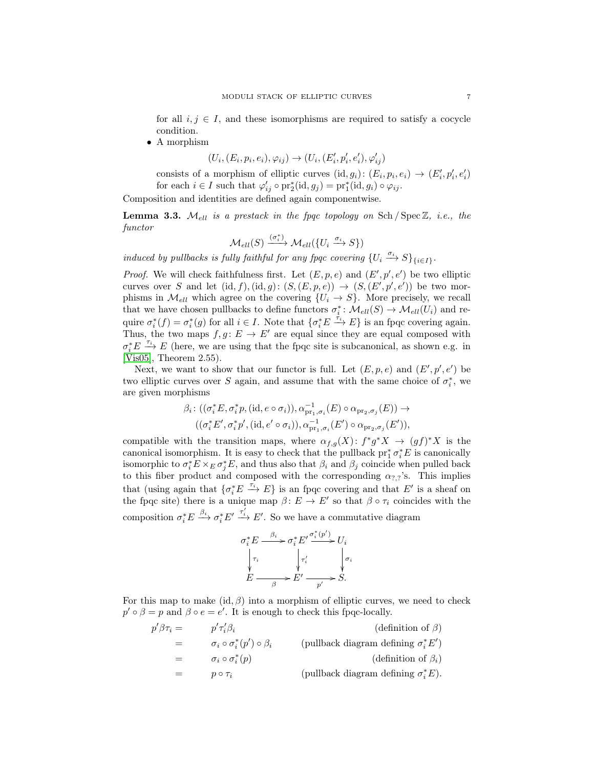for all $i, j \in I$, and these isomorphisms are required to satisfy a cocycle condition.

- A morphism
$$(U_i, (E_i, p_i, e_i), \varphi_{ij}) \to (U_i, (E_i', p_i', e_i'), \varphi_{ij}')$$
consists of a morphism of elliptic curves $(\mathrm{id}, g_i)\colon (E_i, p_i, e_i) \to (E_i', p_i', e_i')$ for each $i \in I$ such that $\varphi_{ij}' \circ \mathrm{pr}_2^*(\mathrm{id}, g_j) = \mathrm{pr}_1^*(\mathrm{id}, g_i) \circ \varphi_{ij}$.

Composition and identities are defined again componentwise.

**Lemma 3.3.** *$\mathcal{M}_{ell}$ is a prestack in the fpqc topology on $\mathrm{Sch}/\operatorname{Spec}\mathbb{Z}$, i.e., the functor*
$$\mathcal{M}_{ell}(S) \xrightarrow{(\sigma_i^*)} \mathcal{M}_{ell}(\{U_i \xrightarrow{\sigma_i} S\})$$
*induced by pullbacks is fully faithful for any fpqc covering $\{U_i \xrightarrow{\sigma_i} S\}_{\{i \in I\}}$.*

*Proof.* We will check faithfulness first. Let $(E, p, e)$ and $(E', p', e')$ be two elliptic curves over $S$ and let $(\mathrm{id}, f), (\mathrm{id}, g)\colon (S, (E, p, e)) \to (S, (E', p', e'))$ be two morphisms in $\mathcal{M}_{ell}$ which agree on the covering $\{U_i \to S\}$. More precisely, we recall that we have chosen pullbacks to define functors $\sigma_i^*\colon \mathcal{M}_{ell}(S) \to \mathcal{M}_{ell}(U_i)$ and require $\sigma_i^*(f) = \sigma_i^*(g)$ for all $i \in I$. Note that $\{\sigma_i^* E \xrightarrow{\tau_i} E\}$ is an fpqc covering again. Thus, the two maps $f, g\colon E \to E'$ are equal since they are equal composed with $\sigma_i^* E \xrightarrow{\tau_i} E$ (here, we are using that the fpqc site is subcanonical, as shown e.g. in [Vis05], Theorem 2.55).

Next, we want to show that our functor is full. Let $(E, p, e)$ and $(E', p', e')$ be two elliptic curves over $S$ again, and assume that with the same choice of $\sigma_i^*$, we are given morphisms
$$\beta_i\colon ((\sigma_i^* E, \sigma_i^* p, (\mathrm{id}, e \circ \sigma_i)), \alpha^{-1}_{\mathrm{pr}_1, \sigma_i}(E) \circ \alpha_{\mathrm{pr}_2, \sigma_j}(E)) \to$$
$$((\sigma_i^* E', \sigma_i^* p', (\mathrm{id}, e' \circ \sigma_i)), \alpha^{-1}_{\mathrm{pr}_1, \sigma_i}(E') \circ \alpha_{\mathrm{pr}_2, \sigma_j}(E')),$$
compatible with the transition maps, where $\alpha_{f,g}(X)\colon f^* g^* X \to (gf)^* X$ is the canonical isomorphism. It is easy to check that the pullback $\mathrm{pr}_1^* \sigma_i^* E$ is canonically isomorphic to $\sigma_i^* E \times_E \sigma_j^* E$, and thus also that $\beta_i$ and $\beta_j$ coincide when pulled back to this fiber product and composed with the corresponding $\alpha_{?,?}$'s. This implies that (using again that $\{\sigma_i^* E \xrightarrow{\tau_i} E\}$ is an fpqc covering and that $E'$ is a sheaf on the fpqc site) there is a unique map $\beta\colon E \to E'$ so that $\beta \circ \tau_i$ coincides with the composition $\sigma_i^* E \xrightarrow{\beta_i} \sigma_i^* E' \xrightarrow{\tau_i'} E'$. So we have a commutative diagram

$$\begin{array}{ccccc}
\sigma_i^* E & \xrightarrow{\beta_i} & \sigma_i^* E' & \xrightarrow{\sigma_i^*(p')} & U_i \\
\big\downarrow{\scriptstyle \tau_i} & & \big\downarrow{\scriptstyle \tau_i'} & & \big\downarrow{\scriptstyle \sigma_i} \\
E & \xrightarrow[\beta]{} & E' & \xrightarrow[p']{} & S.
\end{array}$$

For this map to make $(\mathrm{id}, \beta)$ into a morphism of elliptic curves, we need to check $p' \circ \beta = p$ and $\beta \circ e = e'$. It is enough to check this fpqc-locally.

| | | |
|---|---|---|
| $p'\beta\tau_i =$ | $p'\tau_i'\beta_i$ | (definition of $\beta$) |
| $=$ | $\sigma_i \circ \sigma_i^*(p') \circ \beta_i$ | (pullback diagram defining $\sigma_i^* E'$) |
| $=$ | $\sigma_i \circ \sigma_i^*(p)$ | (definition of $\beta_i$) |
| $=$ | $p \circ \tau_i$ | (pullback diagram defining $\sigma_i^* E$). |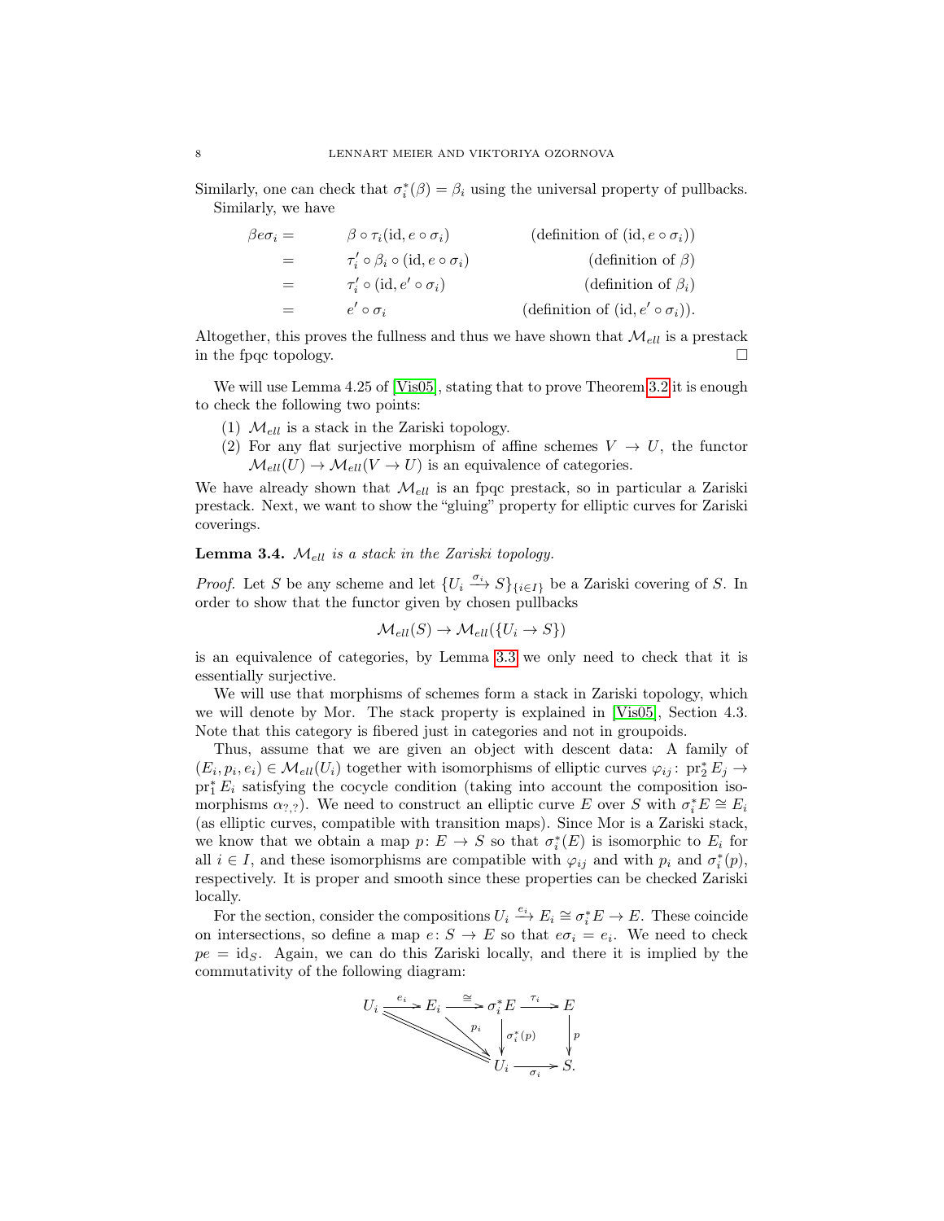Similarly, one can check that $\sigma_i^*(\beta) = \beta_i$ using the universal property of pullbacks.

Similarly, we have

$$
\begin{aligned}
\beta e \sigma_i = & \quad \beta \circ \tau_i(\mathrm{id}, e \circ \sigma_i) && \text{(definition of } (\mathrm{id}, e \circ \sigma_i))\\
= & \quad \tau_i' \circ \beta_i \circ (\mathrm{id}, e \circ \sigma_i) && \text{(definition of } \beta)\\
= & \quad \tau_i' \circ (\mathrm{id}, e' \circ \sigma_i) && \text{(definition of } \beta_i)\\
= & \quad e' \circ \sigma_i && \text{(definition of } (\mathrm{id}, e' \circ \sigma_i)).
\end{aligned}
$$

Altogether, this proves the fullness and thus we have shown that $\mathcal{M}_{ell}$ is a prestack in the fpqc topology. □

We will use Lemma 4.25 of [Vis05], stating that to prove Theorem 3.2 it is enough to check the following two points:

1. $\mathcal{M}_{ell}$ is a stack in the Zariski topology.
2. For any flat surjective morphism of affine schemes $V \to U$, the functor $\mathcal{M}_{ell}(U) \to \mathcal{M}_{ell}(V \to U)$ is an equivalence of categories.

We have already shown that $\mathcal{M}_{ell}$ is an fpqc prestack, so in particular a Zariski prestack. Next, we want to show the "gluing" property for elliptic curves for Zariski coverings.

**Lemma 3.4.** *$\mathcal{M}_{ell}$ is a stack in the Zariski topology.*

*Proof.* Let $S$ be any scheme and let $\{U_i \xrightarrow{\sigma_i} S\}_{\{i \in I\}}$ be a Zariski covering of $S$. In order to show that the functor given by chosen pullbacks

$$\mathcal{M}_{ell}(S) \to \mathcal{M}_{ell}(\{U_i \to S\})$$

is an equivalence of categories, by Lemma 3.3 we only need to check that it is essentially surjective.

We will use that morphisms of schemes form a stack in Zariski topology, which we will denote by Mor. The stack property is explained in [Vis05], Section 4.3. Note that this category is fibered just in categories and not in groupoids.

Thus, assume that we are given an object with descent data: A family of $(E_i, p_i, e_i) \in \mathcal{M}_{ell}(U_i)$ together with isomorphisms of elliptic curves $\varphi_{ij} \colon \mathrm{pr}_2^* E_j \to \mathrm{pr}_1^* E_i$ satisfying the cocycle condition (taking into account the composition isomorphisms $\alpha_{?,?}$). We need to construct an elliptic curve $E$ over $S$ with $\sigma_i^* E \cong E_i$ (as elliptic curves, compatible with transition maps). Since Mor is a Zariski stack, we know that we obtain a map $p \colon E \to S$ so that $\sigma_i^*(E)$ is isomorphic to $E_i$ for all $i \in I$, and these isomorphisms are compatible with $\varphi_{ij}$ and with $p_i$ and $\sigma_i^*(p)$, respectively. It is proper and smooth since these properties can be checked Zariski locally.

For the section, consider the compositions $U_i \xrightarrow{e_i} E_i \cong \sigma_i^* E \to E$. These coincide on intersections, so define a map $e \colon S \to E$ so that $e\sigma_i = e_i$. We need to check $pe = \mathrm{id}_S$. Again, we can do this Zariski locally, and there it is implied by the commutativity of the following diagram:

$$
\begin{array}{ccccccc}
U_i & \xrightarrow{e_i} & E_i & \xrightarrow{\cong} & \sigma_i^* E & \xrightarrow{\tau_i} & E \\
 & \searrow^{=} & & \searrow^{p_i} & \downarrow{\scriptstyle \sigma_i^*(p)} & & \downarrow{\scriptstyle p} \\
 & & & & U_i & \xrightarrow{\sigma_i} & S.
\end{array}
$$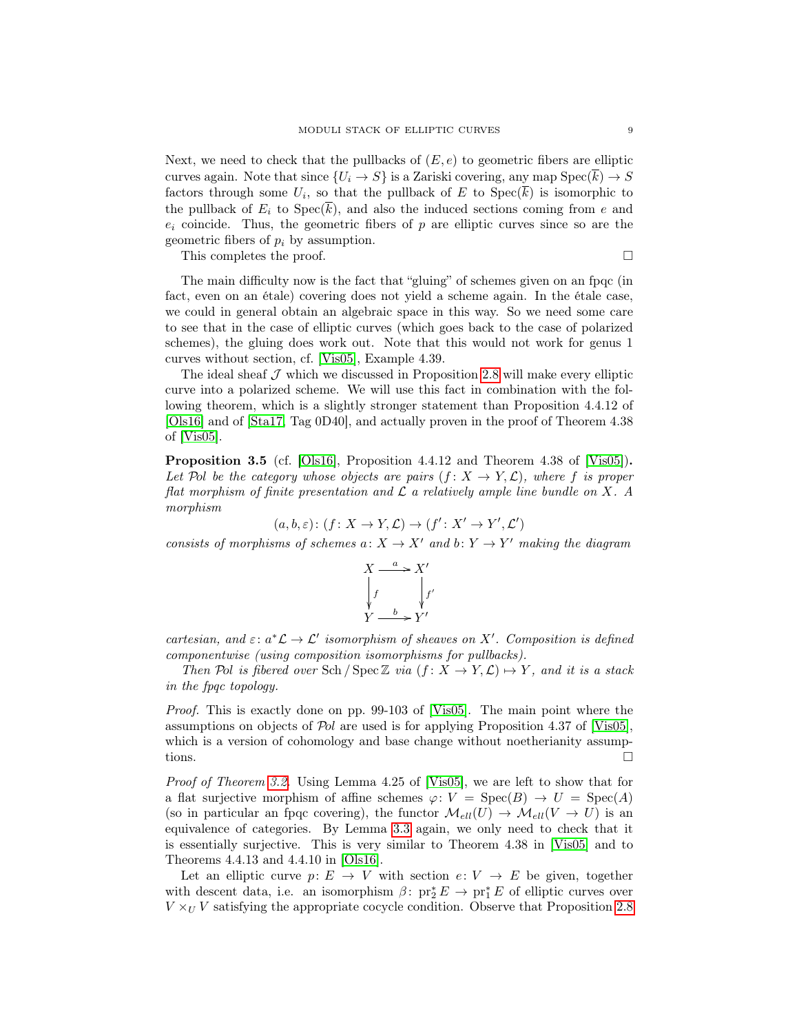Next, we need to check that the pullbacks of $(E, e)$ to geometric fibers are elliptic curves again. Note that since $\{U_i \to S\}$ is a Zariski covering, any map $\operatorname{Spec}(\overline{k}) \to S$ factors through some $U_i$, so that the pullback of $E$ to $\operatorname{Spec}(\overline{k})$ is isomorphic to the pullback of $E_i$ to $\operatorname{Spec}(\overline{k})$, and also the induced sections coming from $e$ and $e_i$ coincide. Thus, the geometric fibers of $p$ are elliptic curves since so are the geometric fibers of $p_i$ by assumption.

This completes the proof. □

The main difficulty now is the fact that "gluing" of schemes given on an fpqc (in fact, even on an étale) covering does not yield a scheme again. In the étale case, we could in general obtain an algebraic space in this way. So we need some care to see that in the case of elliptic curves (which goes back to the case of polarized schemes), the gluing does work out. Note that this would not work for genus 1 curves without section, cf. [Vis05], Example 4.39.

The ideal sheaf $\mathcal{J}$ which we discussed in Proposition 2.8 will make every elliptic curve into a polarized scheme. We will use this fact in combination with the following theorem, which is a slightly stronger statement than Proposition 4.4.12 of [Ols16] and of [Sta17, Tag 0D40], and actually proven in the proof of Theorem 4.38 of [Vis05].

**Proposition 3.5** (cf. [Ols16], Proposition 4.4.12 and Theorem 4.38 of [Vis05])**.** *Let $\mathcal{P}ol$ be the category whose objects are pairs $(f\colon X \to Y, \mathcal{L})$, where $f$ is proper flat morphism of finite presentation and $\mathcal{L}$ a relatively ample line bundle on $X$. A morphism*

$$(a, b, \varepsilon)\colon (f\colon X \to Y, \mathcal{L}) \to (f'\colon X' \to Y', \mathcal{L}')$$

*consists of morphisms of schemes $a\colon X \to X'$ and $b\colon Y \to Y'$ making the diagram*

$$\begin{array}{ccc} X & \xrightarrow{a} & X' \\ \downarrow{\scriptstyle f} & & \downarrow{\scriptstyle f'} \\ Y & \xrightarrow{b} & Y' \end{array}$$

*cartesian, and $\varepsilon\colon a^*\mathcal{L} \to \mathcal{L}'$ isomorphism of sheaves on $X'$. Composition is defined componentwise (using composition isomorphisms for pullbacks).*

*Then $\mathcal{P}ol$ is fibered over $\operatorname{Sch}/\operatorname{Spec}\mathbb{Z}$ via $(f\colon X \to Y, \mathcal{L}) \mapsto Y$, and it is a stack in the fpqc topology.*

*Proof.* This is exactly done on pp. 99-103 of [Vis05]. The main point where the assumptions on objects of $\mathcal{P}ol$ are used is for applying Proposition 4.37 of [Vis05], which is a version of cohomology and base change without noetherianity assumptions. □

*Proof of Theorem 3.2.* Using Lemma 4.25 of [Vis05], we are left to show that for a flat surjective morphism of affine schemes $\varphi\colon V = \operatorname{Spec}(B) \to U = \operatorname{Spec}(A)$ (so in particular an fpqc covering), the functor $\mathcal{M}_{ell}(U) \to \mathcal{M}_{ell}(V \to U)$ is an equivalence of categories. By Lemma 3.3 again, we only need to check that it is essentially surjective. This is very similar to Theorem 4.38 in [Vis05] and to Theorems 4.4.13 and 4.4.10 in [Ols16].

Let an elliptic curve $p\colon E \to V$ with section $e\colon V \to E$ be given, together with descent data, i.e. an isomorphism $\beta\colon \operatorname{pr}_2^* E \to \operatorname{pr}_1^* E$ of elliptic curves over $V \times_U V$ satisfying the appropriate cocycle condition. Observe that Proposition 2.8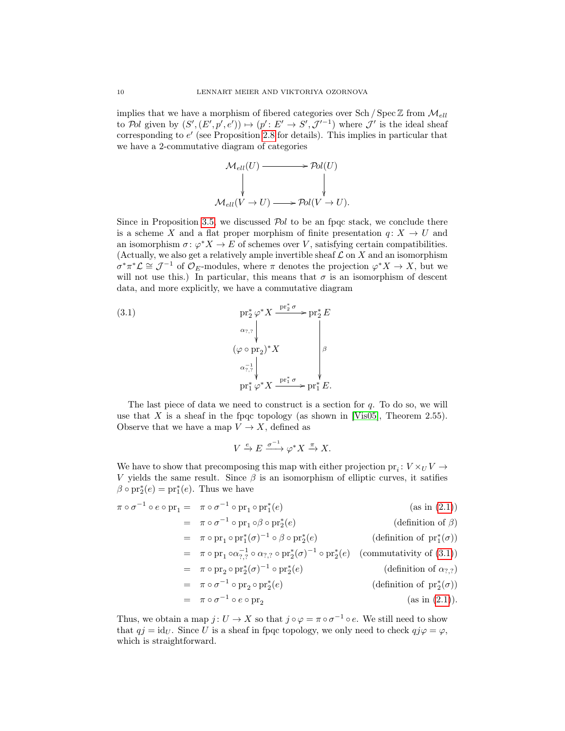implies that we have a morphism of fibered categories over $\mathrm{Sch}/\operatorname{Spec}\mathbb{Z}$ from $\mathcal{M}_{ell}$ to $\mathcal{P}ol$ given by $(S', (E', p', e')) \mapsto (p' \colon E' \to S', \mathcal{J}'^{-1})$ where $\mathcal{J}'$ is the ideal sheaf corresponding to $e'$ (see Proposition 2.8 for details). This implies in particular that we have a 2-commutative diagram of categories

$$\begin{array}{ccc} \mathcal{M}_{ell}(U) & \longrightarrow & \mathcal{P}ol(U) \\ \downarrow & & \downarrow \\ \mathcal{M}_{ell}(V \to U) & \longrightarrow & \mathcal{P}ol(V \to U). \end{array}$$

Since in Proposition 3.5 we discussed $\mathcal{P}ol$ to be an fpqc stack, we conclude there is a scheme $X$ and a flat proper morphism of finite presentation $q \colon X \to U$ and an isomorphism $\sigma \colon \varphi^* X \to E$ of schemes over $V$, satisfying certain compatibilities. (Actually, we also get a relatively ample invertible sheaf $\mathcal{L}$ on $X$ and an isomorphism $\sigma^* \pi^* \mathcal{L} \cong \mathcal{J}^{-1}$ of $\mathcal{O}_E$-modules, where $\pi$ denotes the projection $\varphi^* X \to X$, but we will not use this.) In particular, this means that $\sigma$ is an isomorphism of descent data, and more explicitly, we have a commutative diagram

$$\begin{array}{ccc} \mathrm{pr}_2^* \varphi^* X & \xrightarrow{\mathrm{pr}_2^* \sigma} & \mathrm{pr}_2^* E \\ \downarrow{\scriptstyle \alpha_{?,?}} & & \\ (\varphi \circ \mathrm{pr}_2)^* X & & \downarrow{\scriptstyle \beta} \\ \downarrow{\scriptstyle \alpha_{?,?}^{-1}} & & \\ \mathrm{pr}_1^* \varphi^* X & \xrightarrow{\mathrm{pr}_1^* \sigma} & \mathrm{pr}_1^* E. \end{array} \tag{3.1}$$

The last piece of data we need to construct is a section for $q$. To do so, we will use that $X$ is a sheaf in the fpqc topology (as shown in [Vis05], Theorem 2.55). Observe that we have a map $V \to X$, defined as

$$V \xrightarrow{e} E \xrightarrow{\sigma^{-1}} \varphi^* X \xrightarrow{\pi} X.$$

We have to show that precomposing this map with either projection $\mathrm{pr}_i \colon V \times_U V \to V$ yields the same result. Since $\beta$ is an isomorphism of elliptic curves, it satifies $\beta \circ \mathrm{pr}_2^*(e) = \mathrm{pr}_1^*(e)$. Thus we have

$$\begin{aligned}
\pi \circ \sigma^{-1} \circ e \circ \mathrm{pr}_1 &= \pi \circ \sigma^{-1} \circ \mathrm{pr}_1 \circ \mathrm{pr}_1^*(e) && \text{(as in (2.1))} \\
&= \pi \circ \sigma^{-1} \circ \mathrm{pr}_1 \circ \beta \circ \mathrm{pr}_2^*(e) && \text{(definition of } \beta\text{)} \\
&= \pi \circ \mathrm{pr}_1 \circ \mathrm{pr}_1^*(\sigma)^{-1} \circ \beta \circ \mathrm{pr}_2^*(e) && \text{(definition of } \mathrm{pr}_1^*(\sigma)\text{)} \\
&= \pi \circ \mathrm{pr}_1 \circ \alpha_{?,?}^{-1} \circ \alpha_{?,?} \circ \mathrm{pr}_2^*(\sigma)^{-1} \circ \mathrm{pr}_2^*(e) && \text{(commutativity of (3.1))} \\
&= \pi \circ \mathrm{pr}_2 \circ \mathrm{pr}_2^*(\sigma)^{-1} \circ \mathrm{pr}_2^*(e) && \text{(definition of } \alpha_{?,?}\text{)} \\
&= \pi \circ \sigma^{-1} \circ \mathrm{pr}_2 \circ \mathrm{pr}_2^*(e) && \text{(definition of } \mathrm{pr}_2^*(\sigma)\text{)} \\
&= \pi \circ \sigma^{-1} \circ e \circ \mathrm{pr}_2 && \text{(as in (2.1))}.
\end{aligned}$$

Thus, we obtain a map $j \colon U \to X$ so that $j \circ \varphi = \pi \circ \sigma^{-1} \circ e$. We still need to show that $qj = \mathrm{id}_U$. Since $U$ is a sheaf in fpqc topology, we only need to check $qj\varphi = \varphi$, which is straightforward.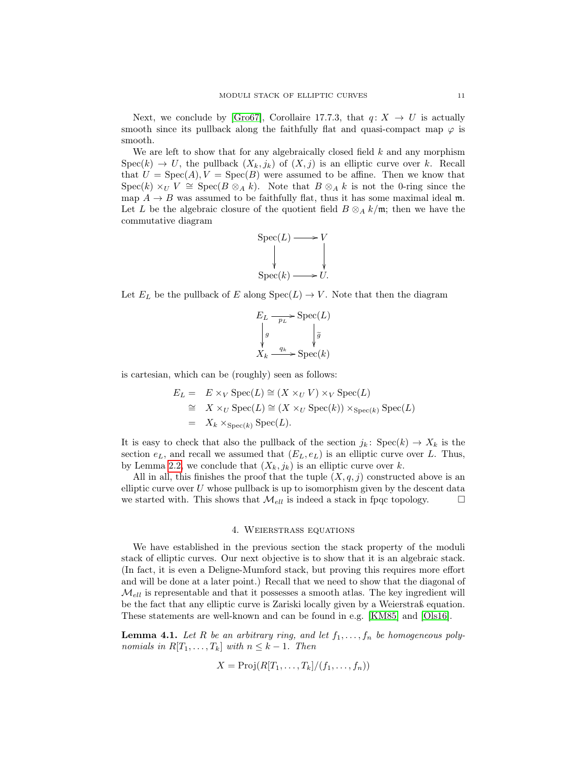Next, we conclude by [Gro67], Corollaire 17.7.3, that $q\colon X \to U$ is actually smooth since its pullback along the faithfully flat and quasi-compact map $\varphi$ is smooth.

We are left to show that for any algebraically closed field $k$ and any morphism $\mathrm{Spec}(k) \to U$, the pullback $(X_k, j_k)$ of $(X, j)$ is an elliptic curve over $k$. Recall that $U = \mathrm{Spec}(A), V = \mathrm{Spec}(B)$ were assumed to be affine. Then we know that $\mathrm{Spec}(k) \times_U V \cong \mathrm{Spec}(B \otimes_A k)$. Note that $B \otimes_A k$ is not the 0-ring since the map $A \to B$ was assumed to be faithfully flat, thus it has some maximal ideal $\mathfrak{m}$. Let $L$ be the algebraic closure of the quotient field $B \otimes_A k/\mathfrak{m}$; then we have the commutative diagram

$$\begin{array}{ccc} \mathrm{Spec}(L) & \longrightarrow & V \\ \downarrow & & \downarrow \\ \mathrm{Spec}(k) & \longrightarrow & U. \end{array}$$

Let $E_L$ be the pullback of $E$ along $\mathrm{Spec}(L) \to V$. Note that then the diagram

$$\begin{array}{ccc} E_L & \xrightarrow{p_L} & \mathrm{Spec}(L) \\ \downarrow{\scriptstyle g} & & \downarrow{\scriptstyle \widetilde{g}} \\ X_k & \xrightarrow{q_k} & \mathrm{Spec}(k) \end{array}$$

is cartesian, which can be (roughly) seen as follows:

$$\begin{aligned} E_L = &\quad E \times_V \mathrm{Spec}(L) \cong (X \times_U V) \times_V \mathrm{Spec}(L) \\ \cong &\quad X \times_U \mathrm{Spec}(L) \cong (X \times_U \mathrm{Spec}(k)) \times_{\mathrm{Spec}(k)} \mathrm{Spec}(L) \\ = &\quad X_k \times_{\mathrm{Spec}(k)} \mathrm{Spec}(L). \end{aligned}$$

It is easy to check that also the pullback of the section $j_k\colon \mathrm{Spec}(k) \to X_k$ is the section $e_L$, and recall we assumed that $(E_L, e_L)$ is an elliptic curve over $L$. Thus, by Lemma 2.2, we conclude that $(X_k, j_k)$ is an elliptic curve over $k$.

All in all, this finishes the proof that the tuple $(X, q, j)$ constructed above is an elliptic curve over $U$ whose pullback is up to isomorphism given by the descent data we started with. This shows that $\mathcal{M}_{ell}$ is indeed a stack in fpqc topology. □

## 4. Weierstrass equations

We have established in the previous section the stack property of the moduli stack of elliptic curves. Our next objective is to show that it is an algebraic stack. (In fact, it is even a Deligne-Mumford stack, but proving this requires more effort and will be done at a later point.) Recall that we need to show that the diagonal of $\mathcal{M}_{ell}$ is representable and that it possesses a smooth atlas. The key ingredient will be the fact that any elliptic curve is Zariski locally given by a Weierstraß equation. These statements are well-known and can be found in e.g. [KM85] and [Ols16].

**Lemma 4.1.** *Let $R$ be an arbitrary ring, and let $f_1, \ldots, f_n$ be homogeneous polynomials in $R[T_1, \ldots, T_k]$ with $n \leq k - 1$. Then*

$$X = \mathrm{Proj}(R[T_1, \ldots, T_k]/(f_1, \ldots, f_n))$$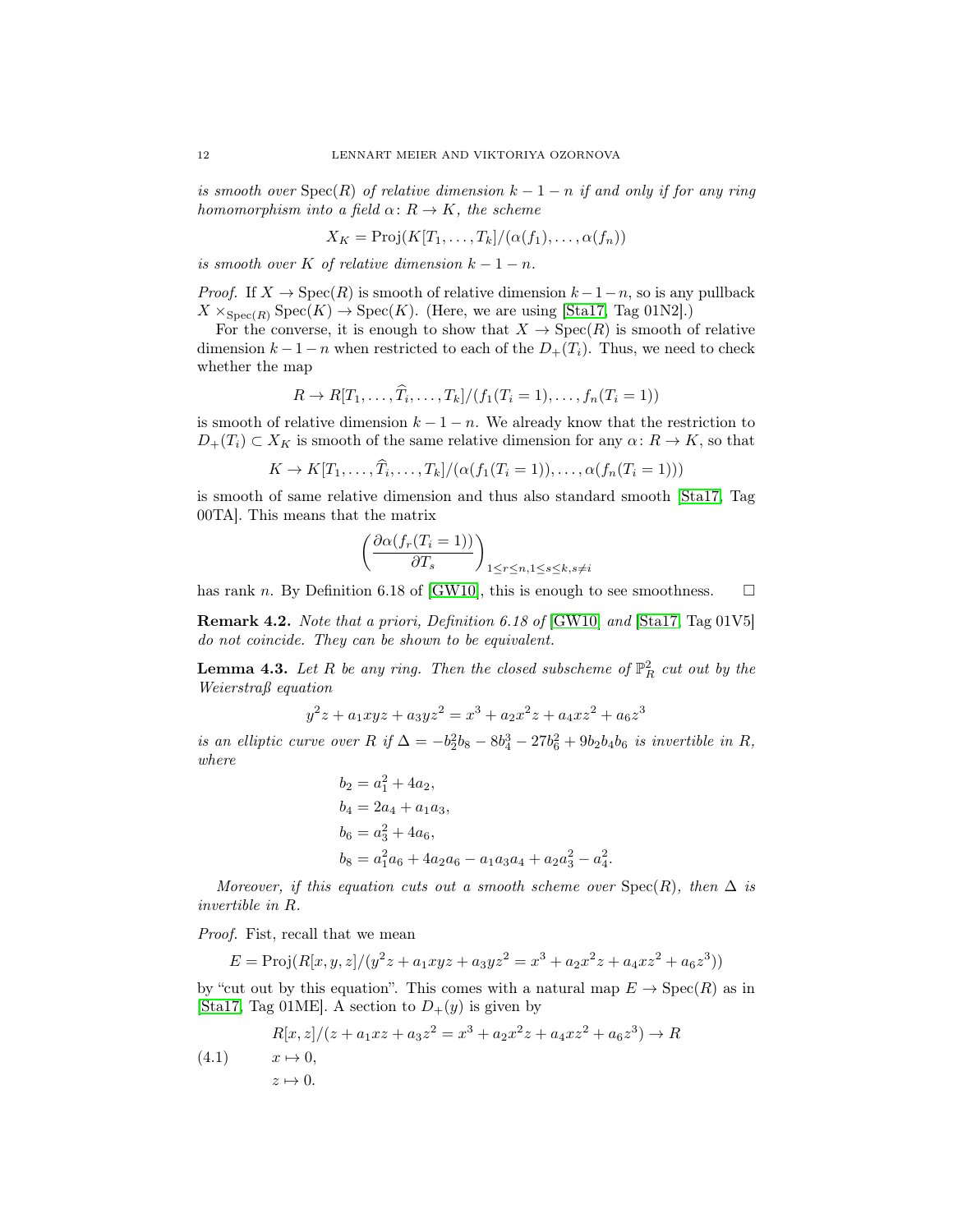*is smooth over* $\operatorname{Spec}(R)$ *of relative dimension* $k-1-n$ *if and only if for any ring homomorphism into a field* $\alpha\colon R \to K$*, the scheme*

$$X_K = \operatorname{Proj}(K[T_1, \ldots, T_k]/(\alpha(f_1), \ldots, \alpha(f_n))$$

*is smooth over* $K$ *of relative dimension* $k-1-n$*.*

*Proof.* If $X \to \operatorname{Spec}(R)$ is smooth of relative dimension $k-1-n$, so is any pullback $X \times_{\operatorname{Spec}(R)} \operatorname{Spec}(K) \to \operatorname{Spec}(K)$. (Here, we are using [Sta17, Tag 01N2].)

For the converse, it is enough to show that $X \to \operatorname{Spec}(R)$ is smooth of relative dimension $k-1-n$ when restricted to each of the $D_+(T_i)$. Thus, we need to check whether the map

$$R \to R[T_1, \ldots, \widehat{T_i}, \ldots, T_k]/(f_1(T_i = 1), \ldots, f_n(T_i = 1))$$

is smooth of relative dimension $k-1-n$. We already know that the restriction to $D_+(T_i) \subset X_K$ is smooth of the same relative dimension for any $\alpha\colon R \to K$, so that

$$K \to K[T_1, \ldots, \widehat{T_i}, \ldots, T_k]/(\alpha(f_1(T_i = 1)), \ldots, \alpha(f_n(T_i = 1)))$$

is smooth of same relative dimension and thus also standard smooth [Sta17, Tag 00TA]. This means that the matrix

$$\left(\frac{\partial \alpha(f_r(T_i = 1))}{\partial T_s}\right)_{1 \leq r \leq n, 1 \leq s \leq k, s \neq i}$$

has rank $n$. By Definition 6.18 of [GW10], this is enough to see smoothness. $\square$

**Remark 4.2.** *Note that a priori, Definition 6.18 of* [GW10] *and* [Sta17, Tag 01V5] *do not coincide. They can be shown to be equivalent.*

**Lemma 4.3.** *Let* $R$ *be any ring. Then the closed subscheme of* $\mathbb{P}^2_R$ *cut out by the Weierstraß equation*

$$y^2 z + a_1 xyz + a_3 yz^2 = x^3 + a_2 x^2 z + a_4 xz^2 + a_6 z^3$$

*is an elliptic curve over* $R$ *if* $\Delta = -b_2^2 b_8 - 8b_4^3 - 27b_6^2 + 9b_2 b_4 b_6$ *is invertible in* $R$*, where*

$$\begin{aligned}
b_2 &= a_1^2 + 4a_2, \\
b_4 &= 2a_4 + a_1 a_3, \\
b_6 &= a_3^2 + 4a_6, \\
b_8 &= a_1^2 a_6 + 4a_2 a_6 - a_1 a_3 a_4 + a_2 a_3^2 - a_4^2.
\end{aligned}$$

*Moreover, if this equation cuts out a smooth scheme over* $\operatorname{Spec}(R)$*, then* $\Delta$ *is invertible in* $R$*.*

*Proof.* Fist, recall that we mean

$$E = \operatorname{Proj}(R[x, y, z]/(y^2 z + a_1 xyz + a_3 yz^2 = x^3 + a_2 x^2 z + a_4 xz^2 + a_6 z^3))$$

by "cut out by this equation". This comes with a natural map $E \to \operatorname{Spec}(R)$ as in [Sta17, Tag 01ME]. A section to $D_+(y)$ is given by

$$\begin{aligned}
& R[x, z]/(z + a_1 xz + a_3 z^2 = x^3 + a_2 x^2 z + a_4 xz^2 + a_6 z^3) \to R \\
& x \mapsto 0, \\
& z \mapsto 0.
\end{aligned} \tag{4.1}$$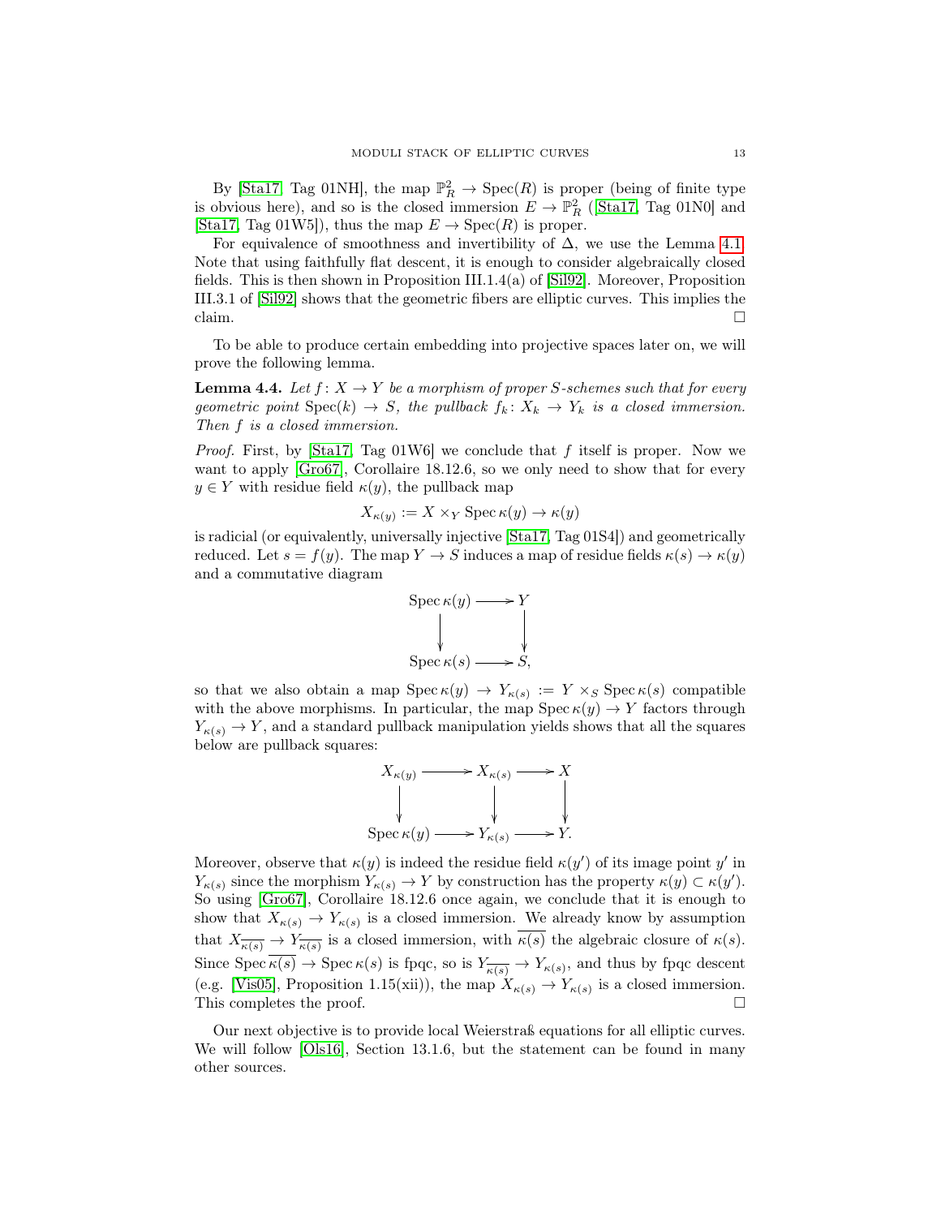By [Sta17, Tag 01NH], the map $\mathbb{P}^2_R \to \operatorname{Spec}(R)$ is proper (being of finite type is obvious here), and so is the closed immersion $E \to \mathbb{P}^2_R$ ([Sta17, Tag 01N0] and [Sta17, Tag 01W5]), thus the map $E \to \operatorname{Spec}(R)$ is proper.

For equivalence of smoothness and invertibility of $\Delta$, we use the Lemma 4.1. Note that using faithfully flat descent, it is enough to consider algebraically closed fields. This is then shown in Proposition III.1.4(a) of [Sil92]. Moreover, Proposition III.3.1 of [Sil92] shows that the geometric fibers are elliptic curves. This implies the claim. □

To be able to produce certain embedding into projective spaces later on, we will prove the following lemma.

**Lemma 4.4.** *Let $f\colon X \to Y$ be a morphism of proper $S$-schemes such that for every geometric point $\operatorname{Spec}(k) \to S$, the pullback $f_k\colon X_k \to Y_k$ is a closed immersion. Then $f$ is a closed immersion.*

*Proof.* First, by [Sta17, Tag 01W6] we conclude that $f$ itself is proper. Now we want to apply [Gro67], Corollaire 18.12.6, so we only need to show that for every $y \in Y$ with residue field $\kappa(y)$, the pullback map

$$X_{\kappa(y)} := X \times_Y \operatorname{Spec} \kappa(y) \to \kappa(y)$$

is radicial (or equivalently, universally injective [Sta17, Tag 01S4]) and geometrically reduced. Let $s = f(y)$. The map $Y \to S$ induces a map of residue fields $\kappa(s) \to \kappa(y)$ and a commutative diagram

$$\begin{array}{ccc} \operatorname{Spec} \kappa(y) & \longrightarrow & Y \\ \downarrow & & \downarrow \\ \operatorname{Spec} \kappa(s) & \longrightarrow & S, \end{array}$$

so that we also obtain a map $\operatorname{Spec} \kappa(y) \to Y_{\kappa(s)} := Y \times_S \operatorname{Spec} \kappa(s)$ compatible with the above morphisms. In particular, the map $\operatorname{Spec} \kappa(y) \to Y$ factors through $Y_{\kappa(s)} \to Y$, and a standard pullback manipulation yields shows that all the squares below are pullback squares:

$$\begin{array}{ccccc} X_{\kappa(y)} & \longrightarrow & X_{\kappa(s)} & \longrightarrow & X \\ \downarrow & & \downarrow & & \downarrow \\ \operatorname{Spec} \kappa(y) & \longrightarrow & Y_{\kappa(s)} & \longrightarrow & Y. \end{array}$$

Moreover, observe that $\kappa(y)$ is indeed the residue field $\kappa(y')$ of its image point $y'$ in $Y_{\kappa(s)}$ since the morphism $Y_{\kappa(s)} \to Y$ by construction has the property $\kappa(y) \subset \kappa(y')$. So using [Gro67], Corollaire 18.12.6 once again, we conclude that it is enough to show that $X_{\kappa(s)} \to Y_{\kappa(s)}$ is a closed immersion. We already know by assumption that $X_{\overline{\kappa(s)}} \to Y_{\overline{\kappa(s)}}$ is a closed immersion, with $\overline{\kappa(s)}$ the algebraic closure of $\kappa(s)$. Since $\operatorname{Spec} \overline{\kappa(s)} \to \operatorname{Spec} \kappa(s)$ is fpqc, so is $Y_{\overline{\kappa(s)}} \to Y_{\kappa(s)}$, and thus by fpqc descent (e.g. [Vis05], Proposition 1.15(xii)), the map $X_{\kappa(s)} \to Y_{\kappa(s)}$ is a closed immersion. This completes the proof. □

Our next objective is to provide local Weierstraß equations for all elliptic curves. We will follow [Ols16], Section 13.1.6, but the statement can be found in many other sources.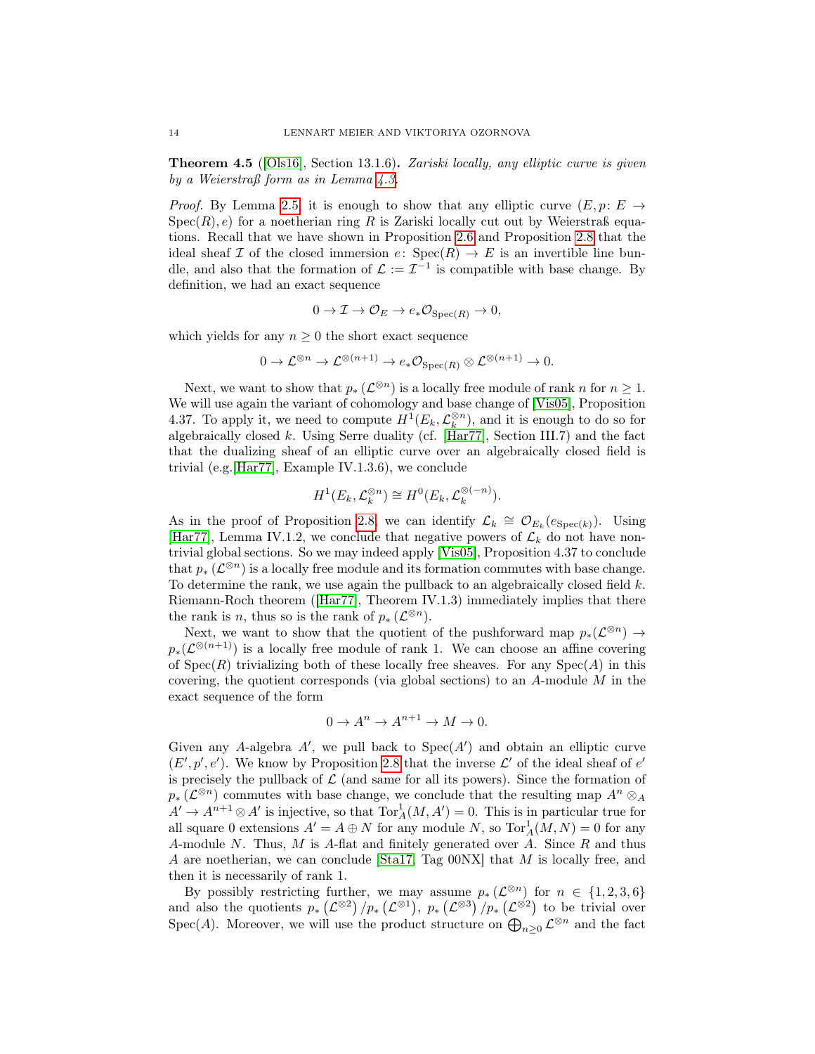**Theorem 4.5** ([Ols16], Section 13.1.6)**.** *Zariski locally, any elliptic curve is given by a Weierstraß form as in Lemma 4.3.*

*Proof.* By Lemma 2.5, it is enough to show that any elliptic curve $(E, p\colon E \to \operatorname{Spec}(R), e)$ for a noetherian ring $R$ is Zariski locally cut out by Weierstraß equations. Recall that we have shown in Proposition 2.6 and Proposition 2.8 that the ideal sheaf $\mathcal{I}$ of the closed immersion $e\colon \operatorname{Spec}(R) \to E$ is an invertible line bundle, and also that the formation of $\mathcal{L} := \mathcal{I}^{-1}$ is compatible with base change. By definition, we had an exact sequence

$$0 \to \mathcal{I} \to \mathcal{O}_E \to e_*\mathcal{O}_{\operatorname{Spec}(R)} \to 0,$$

which yields for any $n \geq 0$ the short exact sequence

$$0 \to \mathcal{L}^{\otimes n} \to \mathcal{L}^{\otimes(n+1)} \to e_*\mathcal{O}_{\operatorname{Spec}(R)} \otimes \mathcal{L}^{\otimes(n+1)} \to 0.$$

Next, we want to show that $p_*\left(\mathcal{L}^{\otimes n}\right)$ is a locally free module of rank $n$ for $n \geq 1$. We will use again the variant of cohomology and base change of [Vis05], Proposition 4.37. To apply it, we need to compute $H^1(E_k, \mathcal{L}_k^{\otimes n})$, and it is enough to do so for algebraically closed $k$. Using Serre duality (cf. [Har77], Section III.7) and the fact that the dualizing sheaf of an elliptic curve over an algebraically closed field is trivial (e.g.[Har77], Example IV.1.3.6), we conclude

$$H^1(E_k, \mathcal{L}_k^{\otimes n}) \cong H^0(E_k, \mathcal{L}_k^{\otimes(-n)}).$$

As in the proof of Proposition 2.8, we can identify $\mathcal{L}_k \cong \mathcal{O}_{E_k}(e_{\operatorname{Spec}(k)})$. Using [Har77], Lemma IV.1.2, we conclude that negative powers of $\mathcal{L}_k$ do not have nontrivial global sections. So we may indeed apply [Vis05], Proposition 4.37 to conclude that $p_*\left(\mathcal{L}^{\otimes n}\right)$ is a locally free module and its formation commutes with base change. To determine the rank, we use again the pullback to an algebraically closed field $k$. Riemann-Roch theorem ([Har77], Theorem IV.1.3) immediately implies that there the rank is $n$, thus so is the rank of $p_*\left(\mathcal{L}^{\otimes n}\right)$.

Next, we want to show that the quotient of the pushforward map $p_*(\mathcal{L}^{\otimes n}) \to p_*(\mathcal{L}^{\otimes(n+1)})$ is a locally free module of rank 1. We can choose an affine covering of $\operatorname{Spec}(R)$ trivializing both of these locally free sheaves. For any $\operatorname{Spec}(A)$ in this covering, the quotient corresponds (via global sections) to an $A$-module $M$ in the exact sequence of the form

$$0 \to A^n \to A^{n+1} \to M \to 0.$$

Given any $A$-algebra $A'$, we pull back to $\operatorname{Spec}(A')$ and obtain an elliptic curve $(E', p', e')$. We know by Proposition 2.8 that the inverse $\mathcal{L}'$ of the ideal sheaf of $e'$ is precisely the pullback of $\mathcal{L}$ (and same for all its powers). Since the formation of $p_*\left(\mathcal{L}^{\otimes n}\right)$ commutes with base change, we conclude that the resulting map $A^n \otimes_A A' \to A^{n+1} \otimes A'$ is injective, so that $\operatorname{Tor}_A^1(M, A') = 0$. This is in particular true for all square 0 extensions $A' = A \oplus N$ for any module $N$, so $\operatorname{Tor}_A^1(M, N) = 0$ for any $A$-module $N$. Thus, $M$ is $A$-flat and finitely generated over $A$. Since $R$ and thus $A$ are noetherian, we can conclude [Sta17, Tag 00NX] that $M$ is locally free, and then it is necessarily of rank 1.

By possibly restricting further, we may assume $p_*\left(\mathcal{L}^{\otimes n}\right)$ for $n \in \{1, 2, 3, 6\}$ and also the quotients $p_*\left(\mathcal{L}^{\otimes 2}\right)/p_*\left(\mathcal{L}^{\otimes 1}\right)$, $p_*\left(\mathcal{L}^{\otimes 3}\right)/p_*\left(\mathcal{L}^{\otimes 2}\right)$ to be trivial over $\operatorname{Spec}(A)$. Moreover, we will use the product structure on $\bigoplus_{n\geq 0} \mathcal{L}^{\otimes n}$ and the fact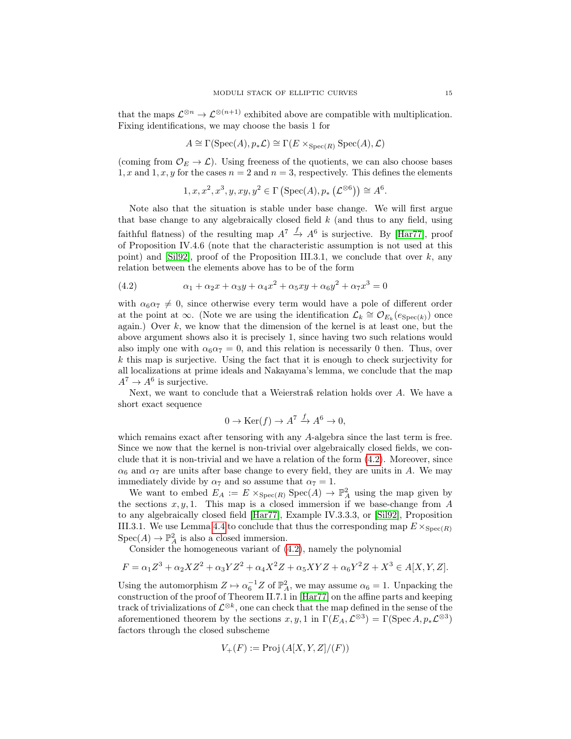that the maps $\mathcal{L}^{\otimes n} \to \mathcal{L}^{\otimes(n+1)}$ exhibited above are compatible with multiplication. Fixing identifications, we may choose the basis 1 for

$$A \cong \Gamma(\mathrm{Spec}(A), p_*\mathcal{L}) \cong \Gamma(E \times_{\mathrm{Spec}(R)} \mathrm{Spec}(A), \mathcal{L})$$

(coming from $\mathcal{O}_E \to \mathcal{L}$). Using freeness of the quotients, we can also choose bases $1, x$ and $1, x, y$ for the cases $n = 2$ and $n = 3$, respectively. This defines the elements

$$1, x, x^2, x^3, y, xy, y^2 \in \Gamma\left(\mathrm{Spec}(A), p_*\left(\mathcal{L}^{\otimes 6}\right)\right) \cong A^6.$$

Note also that the situation is stable under base change. We will first argue that base change to any algebraically closed field $k$ (and thus to any field, using faithful flatness) of the resulting map $A^7 \xrightarrow{f} A^6$ is surjective. By [Har77], proof of Proposition IV.4.6 (note that the characteristic assumption is not used at this point) and [Sil92], proof of the Proposition III.3.1, we conclude that over $k$, any relation between the elements above has to be of the form

$$\alpha_1 + \alpha_2 x + \alpha_3 y + \alpha_4 x^2 + \alpha_5 xy + \alpha_6 y^2 + \alpha_7 x^3 = 0 \tag{4.2}$$

with $\alpha_6 \alpha_7 \neq 0$, since otherwise every term would have a pole of different order at the point at $\infty$. (Note we are using the identification $\mathcal{L}_k \cong \mathcal{O}_{E_k}(e_{\mathrm{Spec}(k)})$ once again.) Over $k$, we know that the dimension of the kernel is at least one, but the above argument shows also it is precisely 1, since having two such relations would also imply one with $\alpha_6 \alpha_7 = 0$, and this relation is necessarily 0 then. Thus, over $k$ this map is surjective. Using the fact that it is enough to check surjectivity for all localizations at prime ideals and Nakayama's lemma, we conclude that the map $A^7 \to A^6$ is surjective.

Next, we want to conclude that a Weierstraß relation holds over $A$. We have a short exact sequence

$$0 \to \mathrm{Ker}(f) \to A^7 \xrightarrow{f} A^6 \to 0,$$

which remains exact after tensoring with any $A$-algebra since the last term is free. Since we now that the kernel is non-trivial over algebraically closed fields, we conclude that it is non-trivial and we have a relation of the form (4.2). Moreover, since $\alpha_6$ and $\alpha_7$ are units after base change to every field, they are units in $A$. We may immediately divide by $\alpha_7$ and so assume that $\alpha_7 = 1$.

We want to embed $E_A := E \times_{\mathrm{Spec}(R)} \mathrm{Spec}(A) \to \mathbb{P}^2_A$ using the map given by the sections $x, y, 1$. This map is a closed immersion if we base-change from $A$ to any algebraically closed field [Har77], Example IV.3.3.3, or [Sil92], Proposition III.3.1. We use Lemma 4.4 to conclude that thus the corresponding map $E \times_{\mathrm{Spec}(R)} \mathrm{Spec}(A) \to \mathbb{P}^2_A$ is also a closed immersion.

Consider the homogeneous variant of (4.2), namely the polynomial

$$F = \alpha_1 Z^3 + \alpha_2 X Z^2 + \alpha_3 Y Z^2 + \alpha_4 X^2 Z + \alpha_5 XYZ + \alpha_6 Y^2 Z + X^3 \in A[X, Y, Z].$$

Using the automorphism $Z \mapsto \alpha_6^{-1} Z$ of $\mathbb{P}^2_A$, we may assume $\alpha_6 = 1$. Unpacking the construction of the proof of Theorem II.7.1 in [Har77] on the affine parts and keeping track of trivializations of $\mathcal{L}^{\otimes k}$, one can check that the map defined in the sense of the aforementioned theorem by the sections $x, y, 1$ in $\Gamma(E_A, \mathcal{L}^{\otimes 3}) = \Gamma(\mathrm{Spec}\, A, p_*\mathcal{L}^{\otimes 3})$ factors through the closed subscheme

$$V_+(F) := \mathrm{Proj}\left(A[X, Y, Z]/(F)\right)$$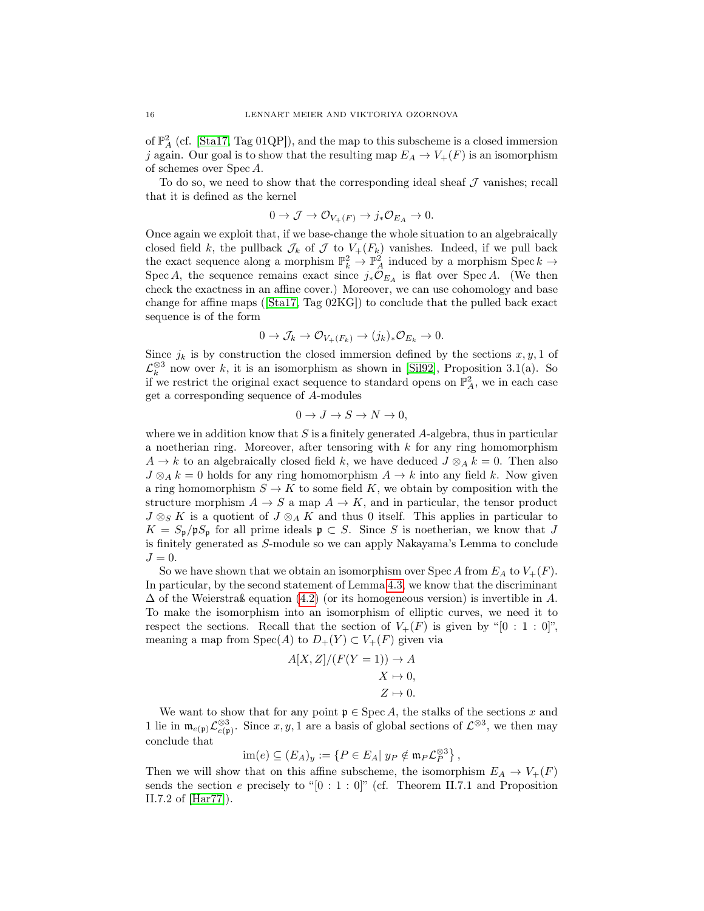of $\mathbb{P}^2_A$ (cf. [Sta17, Tag 01QP]), and the map to this subscheme is a closed immersion $j$ again. Our goal is to show that the resulting map $E_A \to V_+(F)$ is an isomorphism of schemes over $\operatorname{Spec} A$.

To do so, we need to show that the corresponding ideal sheaf $\mathcal{J}$ vanishes; recall that it is defined as the kernel

$$0 \to \mathcal{J} \to \mathcal{O}_{V_+(F)} \to j_*\mathcal{O}_{E_A} \to 0.$$

Once again we exploit that, if we base-change the whole situation to an algebraically closed field $k$, the pullback $\mathcal{J}_k$ of $\mathcal{J}$ to $V_+(F_k)$ vanishes. Indeed, if we pull back the exact sequence along a morphism $\mathbb{P}^2_k \to \mathbb{P}^2_A$ induced by a morphism $\operatorname{Spec} k \to \operatorname{Spec} A$, the sequence remains exact since $j_*\mathcal{O}_{E_A}$ is flat over $\operatorname{Spec} A$. (We then check the exactness in an affine cover.) Moreover, we can use cohomology and base change for affine maps ([Sta17, Tag 02KG]) to conclude that the pulled back exact sequence is of the form

$$0 \to \mathcal{J}_k \to \mathcal{O}_{V_+(F_k)} \to (j_k)_*\mathcal{O}_{E_k} \to 0.$$

Since $j_k$ is by construction the closed immersion defined by the sections $x, y, 1$ of $\mathcal{L}_k^{\otimes 3}$ now over $k$, it is an isomorphism as shown in [Sil92], Proposition 3.1(a). So if we restrict the original exact sequence to standard opens on $\mathbb{P}^2_A$, we in each case get a corresponding sequence of $A$-modules

$$0 \to J \to S \to N \to 0,$$

where we in addition know that $S$ is a finitely generated $A$-algebra, thus in particular a noetherian ring. Moreover, after tensoring with $k$ for any ring homomorphism $A \to k$ to an algebraically closed field $k$, we have deduced $J \otimes_A k = 0$. Then also $J \otimes_A k = 0$ holds for any ring homomorphism $A \to k$ into any field $k$. Now given a ring homomorphism $S \to K$ to some field $K$, we obtain by composition with the structure morphism $A \to S$ a map $A \to K$, and in particular, the tensor product $J \otimes_S K$ is a quotient of $J \otimes_A K$ and thus 0 itself. This applies in particular to $K = S_{\mathfrak{p}}/\mathfrak{p}S_{\mathfrak{p}}$ for all prime ideals $\mathfrak{p} \subset S$. Since $S$ is noetherian, we know that $J$ is finitely generated as $S$-module so we can apply Nakayama's Lemma to conclude $J = 0$.

So we have shown that we obtain an isomorphism over $\operatorname{Spec} A$ from $E_A$ to $V_+(F)$. In particular, by the second statement of Lemma 4.3, we know that the discriminant $\Delta$ of the Weierstraß equation (4.2) (or its homogeneous version) is invertible in $A$. To make the isomorphism into an isomorphism of elliptic curves, we need it to respect the sections. Recall that the section of $V_+(F)$ is given by "$[0 : 1 : 0]$", meaning a map from $\operatorname{Spec}(A)$ to $D_+(Y) \subset V_+(F)$ given via

$$\begin{aligned} A[X, Z]/(F(Y = 1)) &\to A \\ X &\mapsto 0, \\ Z &\mapsto 0. \end{aligned}$$

We want to show that for any point $\mathfrak{p} \in \operatorname{Spec} A$, the stalks of the sections $x$ and 1 lie in $\mathfrak{m}_{e(\mathfrak{p})}\mathcal{L}^{\otimes 3}_{e(\mathfrak{p})}$. Since $x, y, 1$ are a basis of global sections of $\mathcal{L}^{\otimes 3}$, we then may conclude that

$$\operatorname{im}(e) \subseteq (E_A)_y := \left\{ P \in E_A \mid y_P \notin \mathfrak{m}_P \mathcal{L}_P^{\otimes 3} \right\},$$

Then we will show that on this affine subscheme, the isomorphism $E_A \to V_+(F)$ sends the section $e$ precisely to "$[0 : 1 : 0]$" (cf. Theorem II.7.1 and Proposition II.7.2 of [Har77]).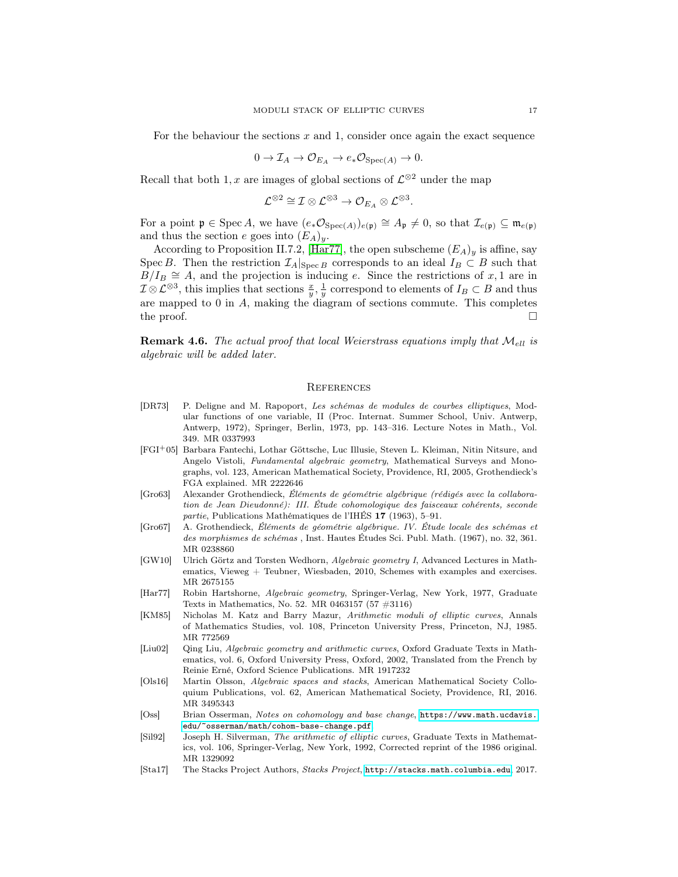For the behaviour the sections $x$ and 1, consider once again the exact sequence

$$0 \to \mathcal{I}_A \to \mathcal{O}_{E_A} \to e_*\mathcal{O}_{\operatorname{Spec}(A)} \to 0.$$

Recall that both $1, x$ are images of global sections of $\mathcal{L}^{\otimes 2}$ under the map

$$\mathcal{L}^{\otimes 2} \cong \mathcal{I} \otimes \mathcal{L}^{\otimes 3} \to \mathcal{O}_{E_A} \otimes \mathcal{L}^{\otimes 3}.$$

For a point $\mathfrak{p} \in \operatorname{Spec} A$, we have $(e_*\mathcal{O}_{\operatorname{Spec}(A)})_{e(\mathfrak{p})} \cong A_\mathfrak{p} \neq 0$, so that $\mathcal{I}_{e(\mathfrak{p})} \subseteq \mathfrak{m}_{e(\mathfrak{p})}$ and thus the section $e$ goes into $(E_A)_y$.

According to Proposition II.7.2, [Har77], the open subscheme $(E_A)_y$ is affine, say $\operatorname{Spec} B$. Then the restriction $\mathcal{I}_A|_{\operatorname{Spec} B}$ corresponds to an ideal $I_B \subset B$ such that $B/I_B \cong A$, and the projection is inducing $e$. Since the restrictions of $x, 1$ are in $\mathcal{I} \otimes \mathcal{L}^{\otimes 3}$, this implies that sections $\frac{x}{y}, \frac{1}{y}$ correspond to elements of $I_B \subset B$ and thus are mapped to 0 in $A$, making the diagram of sections commute. This completes the proof. □

**Remark 4.6.** *The actual proof that local Weierstrass equations imply that $\mathcal{M}_{ell}$ is algebraic will be added later.*

## References

[DR73] P. Deligne and M. Rapoport, *Les schémas de modules de courbes elliptiques*, Modular functions of one variable, II (Proc. Internat. Summer School, Univ. Antwerp, Antwerp, 1972), Springer, Berlin, 1973, pp. 143–316. Lecture Notes in Math., Vol. 349. MR 0337993

[FGI+05] Barbara Fantechi, Lothar Göttsche, Luc Illusie, Steven L. Kleiman, Nitin Nitsure, and Angelo Vistoli, *Fundamental algebraic geometry*, Mathematical Surveys and Monographs, vol. 123, American Mathematical Society, Providence, RI, 2005, Grothendieck's FGA explained. MR 2222646

[Gro63] Alexander Grothendieck, *Éléments de géométrie algébrique (rédigés avec la collaboration de Jean Dieudonné): III. Étude cohomologique des faisceaux cohérents, seconde partie*, Publications Mathématiques de l'IHÉS **17** (1963), 5–91.

[Gro67] A. Grothendieck, *Éléments de géométrie algébrique. IV. Étude locale des schémas et des morphismes de schémas* , Inst. Hautes Études Sci. Publ. Math. (1967), no. 32, 361. MR 0238860

[GW10] Ulrich Görtz and Torsten Wedhorn, *Algebraic geometry I*, Advanced Lectures in Mathematics, Vieweg + Teubner, Wiesbaden, 2010, Schemes with examples and exercises. MR 2675155

[Har77] Robin Hartshorne, *Algebraic geometry*, Springer-Verlag, New York, 1977, Graduate Texts in Mathematics, No. 52. MR 0463157 (57 #3116)

[KM85] Nicholas M. Katz and Barry Mazur, *Arithmetic moduli of elliptic curves*, Annals of Mathematics Studies, vol. 108, Princeton University Press, Princeton, NJ, 1985. MR 772569

[Liu02] Qing Liu, *Algebraic geometry and arithmetic curves*, Oxford Graduate Texts in Mathematics, vol. 6, Oxford University Press, Oxford, 2002, Translated from the French by Reinie Erné, Oxford Science Publications. MR 1917232

[Ols16] Martin Olsson, *Algebraic spaces and stacks*, American Mathematical Society Colloquium Publications, vol. 62, American Mathematical Society, Providence, RI, 2016. MR 3495343

[Oss] Brian Osserman, *Notes on cohomology and base change*, https://www.math.ucdavis.edu/~osserman/math/cohom-base-change.pdf.

[Sil92] Joseph H. Silverman, *The arithmetic of elliptic curves*, Graduate Texts in Mathematics, vol. 106, Springer-Verlag, New York, 1992, Corrected reprint of the 1986 original. MR 1329092

[Sta17] The Stacks Project Authors, *Stacks Project*, http://stacks.math.columbia.edu, 2017.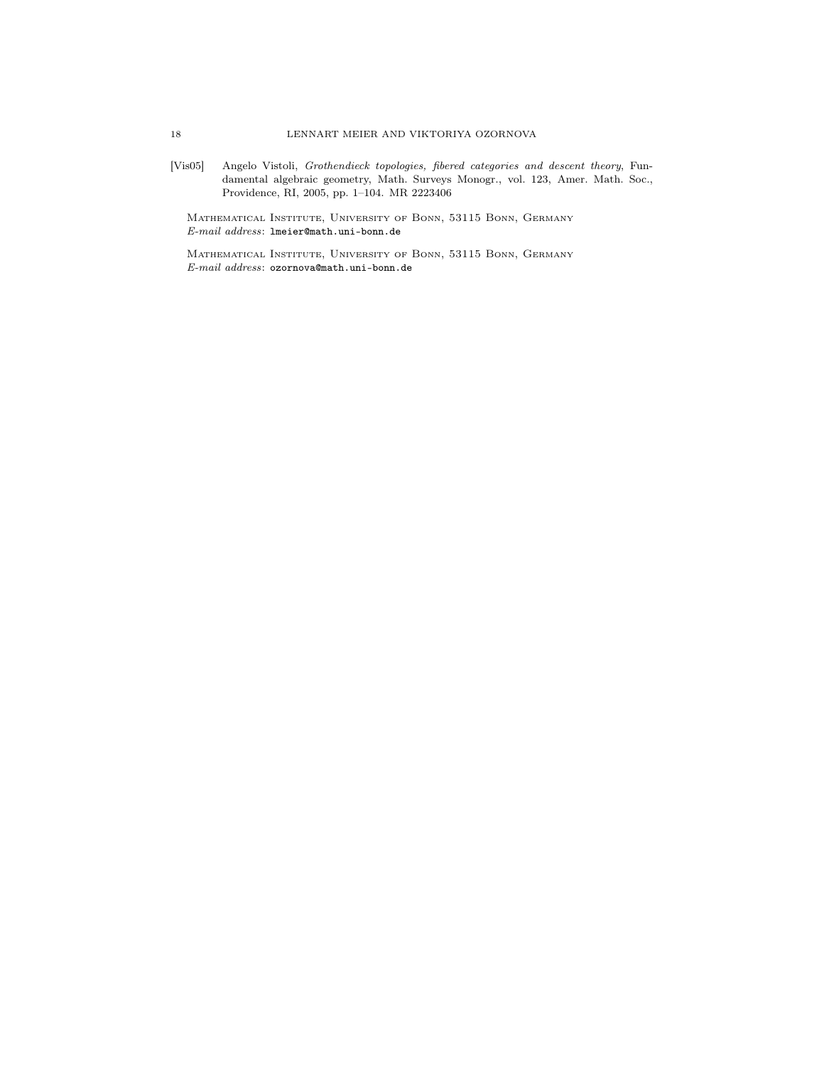[Vis05] Angelo Vistoli, *Grothendieck topologies, fibered categories and descent theory*, Fundamental algebraic geometry, Math. Surveys Monogr., vol. 123, Amer. Math. Soc., Providence, RI, 2005, pp. 1–104. MR 2223406

Mathematical Institute, University of Bonn, 53115 Bonn, Germany
*E-mail address*: `lmeier@math.uni-bonn.de`

Mathematical Institute, University of Bonn, 53115 Bonn, Germany
*E-mail address*: `ozornova@math.uni-bonn.de`